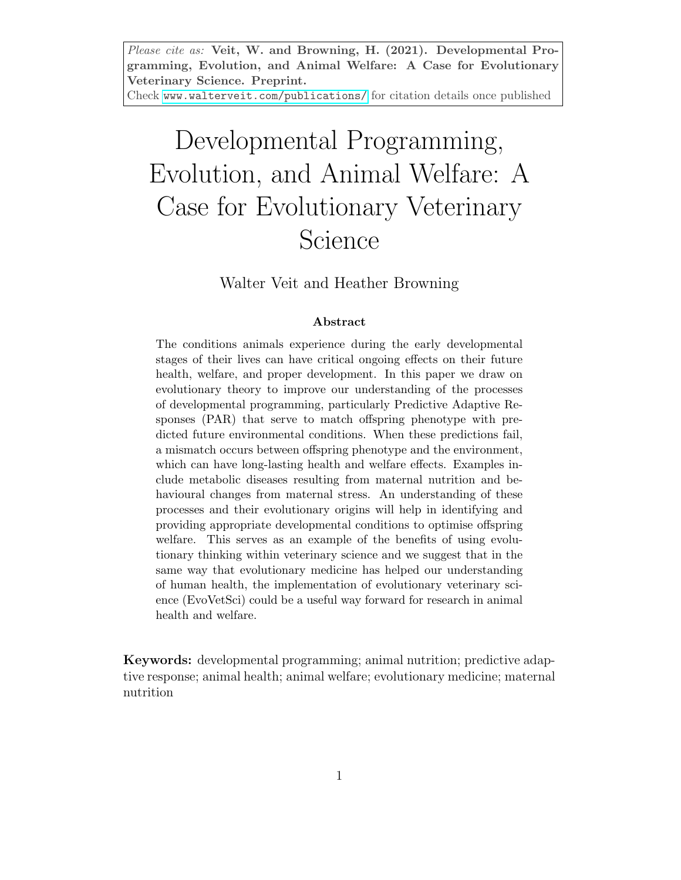*Please cite as:* **Veit, W. and Browning, H. (2021). Developmental Programming, Evolution, and Animal Welfare: A Case for Evolutionary Veterinary Science. Preprint.**
Check www.walterveit.com/publications/ for citation details once published

# Developmental Programming, Evolution, and Animal Welfare: A Case for Evolutionary Veterinary Science

Walter Veit and Heather Browning

### Abstract

The conditions animals experience during the early developmental stages of their lives can have critical ongoing effects on their future health, welfare, and proper development. In this paper we draw on evolutionary theory to improve our understanding of the processes of developmental programming, particularly Predictive Adaptive Responses (PAR) that serve to match offspring phenotype with predicted future environmental conditions. When these predictions fail, a mismatch occurs between offspring phenotype and the environment, which can have long-lasting health and welfare effects. Examples include metabolic diseases resulting from maternal nutrition and behavioural changes from maternal stress. An understanding of these processes and their evolutionary origins will help in identifying and providing appropriate developmental conditions to optimise offspring welfare. This serves as an example of the benefits of using evolutionary thinking within veterinary science and we suggest that in the same way that evolutionary medicine has helped our understanding of human health, the implementation of evolutionary veterinary science (EvoVetSci) could be a useful way forward for research in animal health and welfare.

**Keywords:** developmental programming; animal nutrition; predictive adaptive response; animal health; animal welfare; evolutionary medicine; maternal nutrition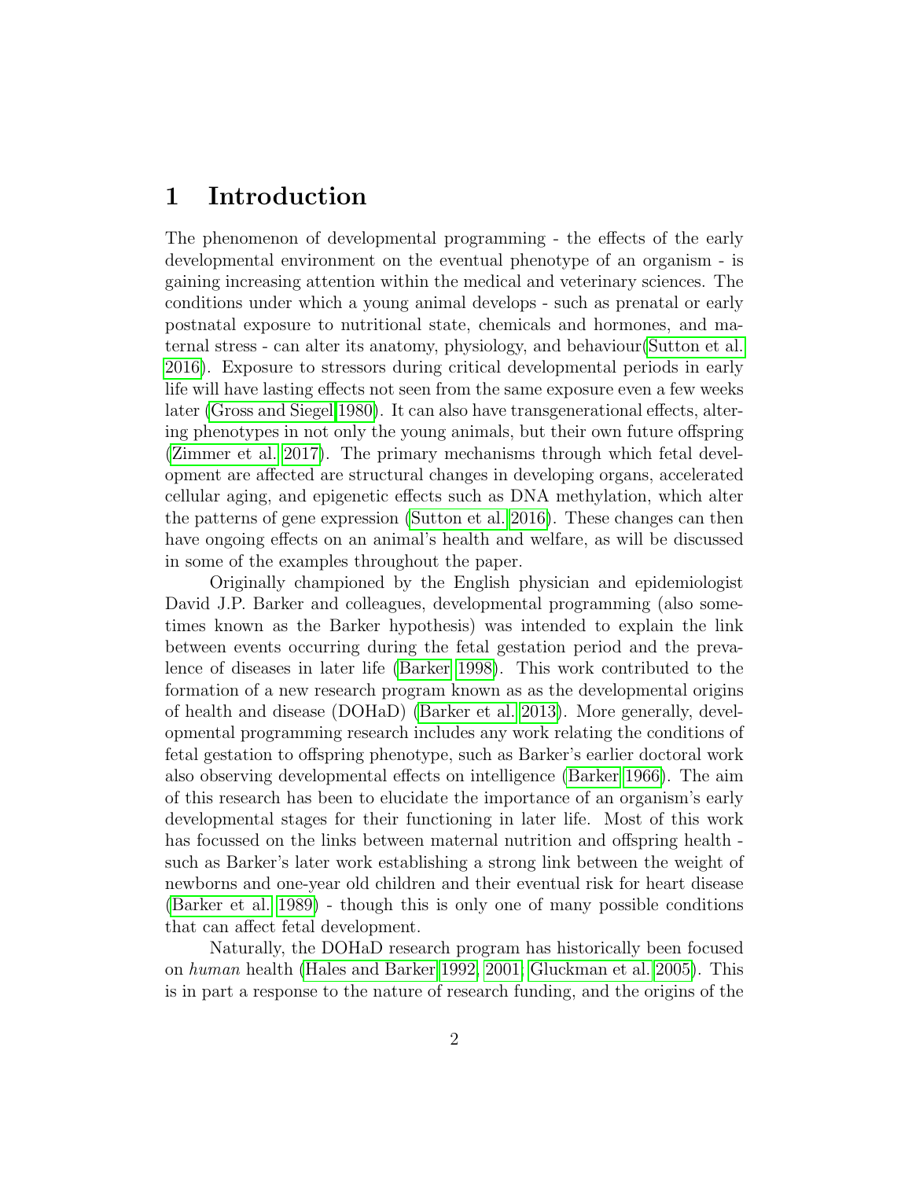# 1 Introduction

The phenomenon of developmental programming - the effects of the early developmental environment on the eventual phenotype of an organism - is gaining increasing attention within the medical and veterinary sciences. The conditions under which a young animal develops - such as prenatal or early postnatal exposure to nutritional state, chemicals and hormones, and maternal stress - can alter its anatomy, physiology, and behaviour(Sutton et al. 2016). Exposure to stressors during critical developmental periods in early life will have lasting effects not seen from the same exposure even a few weeks later (Gross and Siegel 1980). It can also have transgenerational effects, altering phenotypes in not only the young animals, but their own future offspring (Zimmer et al. 2017). The primary mechanisms through which fetal development are affected are structural changes in developing organs, accelerated cellular aging, and epigenetic effects such as DNA methylation, which alter the patterns of gene expression (Sutton et al. 2016). These changes can then have ongoing effects on an animal's health and welfare, as will be discussed in some of the examples throughout the paper.

Originally championed by the English physician and epidemiologist David J.P. Barker and colleagues, developmental programming (also sometimes known as the Barker hypothesis) was intended to explain the link between events occurring during the fetal gestation period and the prevalence of diseases in later life (Barker 1998). This work contributed to the formation of a new research program known as as the developmental origins of health and disease (DOHaD) (Barker et al. 2013). More generally, developmental programming research includes any work relating the conditions of fetal gestation to offspring phenotype, such as Barker's earlier doctoral work also observing developmental effects on intelligence (Barker 1966). The aim of this research has been to elucidate the importance of an organism's early developmental stages for their functioning in later life. Most of this work has focussed on the links between maternal nutrition and offspring health - such as Barker's later work establishing a strong link between the weight of newborns and one-year old children and their eventual risk for heart disease (Barker et al. 1989) - though this is only one of many possible conditions that can affect fetal development.

Naturally, the DOHaD research program has historically been focused on *human* health (Hales and Barker 1992, 2001; Gluckman et al. 2005). This is in part a response to the nature of research funding, and the origins of the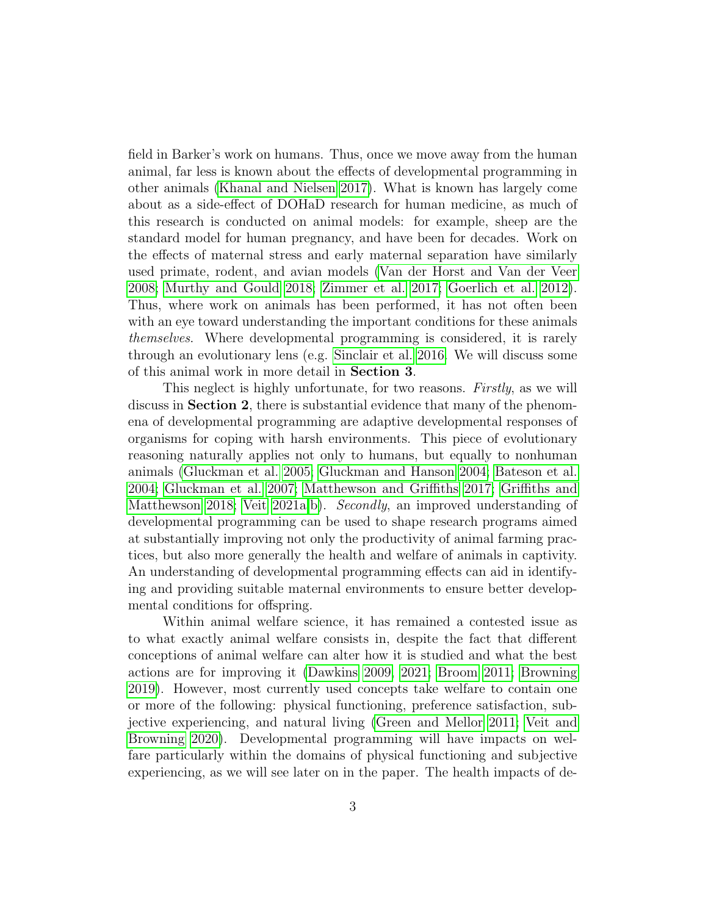field in Barker's work on humans. Thus, once we move away from the human animal, far less is known about the effects of developmental programming in other animals (Khanal and Nielsen 2017). What is known has largely come about as a side-effect of DOHaD research for human medicine, as much of this research is conducted on animal models: for example, sheep are the standard model for human pregnancy, and have been for decades. Work on the effects of maternal stress and early maternal separation have similarly used primate, rodent, and avian models (Van der Horst and Van der Veer 2008; Murthy and Gould 2018; Zimmer et al. 2017; Goerlich et al. 2012). Thus, where work on animals has been performed, it has not often been with an eye toward understanding the important conditions for these animals *themselves*. Where developmental programming is considered, it is rarely through an evolutionary lens (e.g. Sinclair et al. 2016. We will discuss some of this animal work in more detail in **Section 3**.

This neglect is highly unfortunate, for two reasons. *Firstly*, as we will discuss in **Section 2**, there is substantial evidence that many of the phenomena of developmental programming are adaptive developmental responses of organisms for coping with harsh environments. This piece of evolutionary reasoning naturally applies not only to humans, but equally to nonhuman animals (Gluckman et al. 2005; Gluckman and Hanson 2004; Bateson et al. 2004; Gluckman et al. 2007; Matthewson and Griffiths 2017; Griffiths and Matthewson 2018; Veit 2021a,b). *Secondly*, an improved understanding of developmental programming can be used to shape research programs aimed at substantially improving not only the productivity of animal farming practices, but also more generally the health and welfare of animals in captivity. An understanding of developmental programming effects can aid in identifying and providing suitable maternal environments to ensure better developmental conditions for offspring.

Within animal welfare science, it has remained a contested issue as to what exactly animal welfare consists in, despite the fact that different conceptions of animal welfare can alter how it is studied and what the best actions are for improving it (Dawkins 2009, 2021; Broom 2011; Browning 2019). However, most currently used concepts take welfare to contain one or more of the following: physical functioning, preference satisfaction, subjective experiencing, and natural living (Green and Mellor 2011; Veit and Browning 2020). Developmental programming will have impacts on welfare particularly within the domains of physical functioning and subjective experiencing, as we will see later on in the paper. The health impacts of de-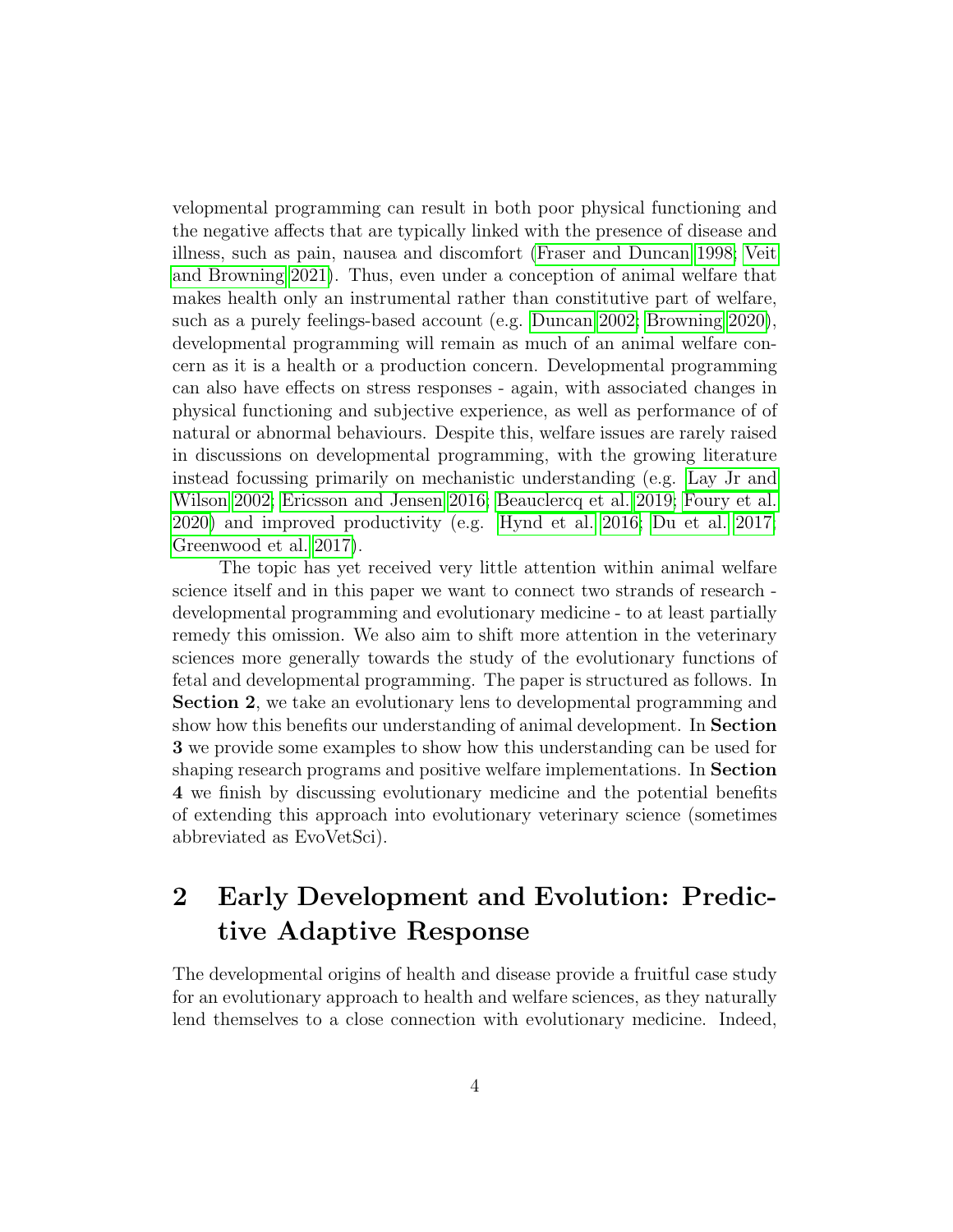velopmental programming can result in both poor physical functioning and the negative affects that are typically linked with the presence of disease and illness, such as pain, nausea and discomfort (Fraser and Duncan 1998; Veit and Browning 2021). Thus, even under a conception of animal welfare that makes health only an instrumental rather than constitutive part of welfare, such as a purely feelings-based account (e.g. Duncan 2002; Browning 2020), developmental programming will remain as much of an animal welfare concern as it is a health or a production concern. Developmental programming can also have effects on stress responses - again, with associated changes in physical functioning and subjective experience, as well as performance of of natural or abnormal behaviours. Despite this, welfare issues are rarely raised in discussions on developmental programming, with the growing literature instead focussing primarily on mechanistic understanding (e.g. Lay Jr and Wilson 2002; Ericsson and Jensen 2016; Beauclercq et al. 2019; Foury et al. 2020) and improved productivity (e.g. Hynd et al. 2016; Du et al. 2017; Greenwood et al. 2017).

The topic has yet received very little attention within animal welfare science itself and in this paper we want to connect two strands of research - developmental programming and evolutionary medicine - to at least partially remedy this omission. We also aim to shift more attention in the veterinary sciences more generally towards the study of the evolutionary functions of fetal and developmental programming. The paper is structured as follows. In **Section 2**, we take an evolutionary lens to developmental programming and show how this benefits our understanding of animal development. In **Section 3** we provide some examples to show how this understanding can be used for shaping research programs and positive welfare implementations. In **Section 4** we finish by discussing evolutionary medicine and the potential benefits of extending this approach into evolutionary veterinary science (sometimes abbreviated as EvoVetSci).

## 2 Early Development and Evolution: Predictive Adaptive Response

The developmental origins of health and disease provide a fruitful case study for an evolutionary approach to health and welfare sciences, as they naturally lend themselves to a close connection with evolutionary medicine. Indeed,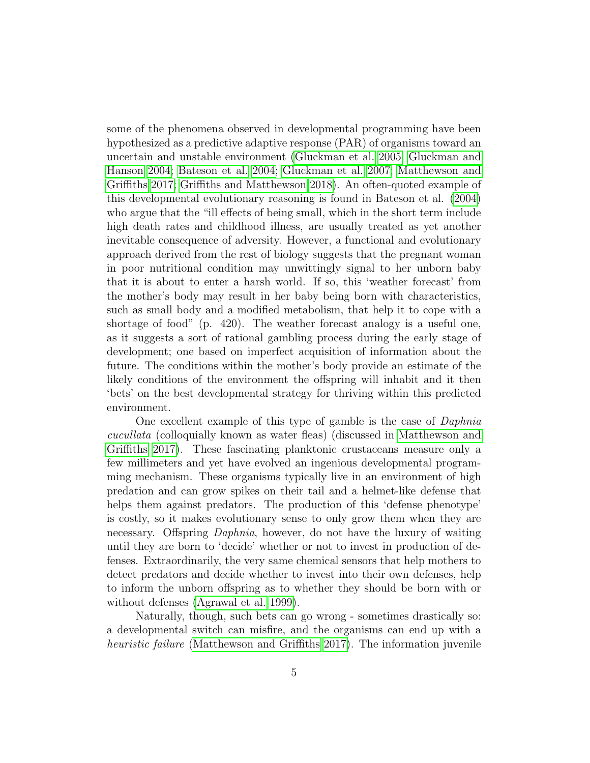some of the phenomena observed in developmental programming have been hypothesized as a predictive adaptive response (PAR) of organisms toward an uncertain and unstable environment (Gluckman et al. 2005; Gluckman and Hanson 2004; Bateson et al. 2004; Gluckman et al. 2007; Matthewson and Griffiths 2017; Griffiths and Matthewson 2018). An often-quoted example of this developmental evolutionary reasoning is found in Bateson et al. (2004) who argue that the "ill effects of being small, which in the short term include high death rates and childhood illness, are usually treated as yet another inevitable consequence of adversity. However, a functional and evolutionary approach derived from the rest of biology suggests that the pregnant woman in poor nutritional condition may unwittingly signal to her unborn baby that it is about to enter a harsh world. If so, this 'weather forecast' from the mother's body may result in her baby being born with characteristics, such as small body and a modified metabolism, that help it to cope with a shortage of food" (p. 420). The weather forecast analogy is a useful one, as it suggests a sort of rational gambling process during the early stage of development; one based on imperfect acquisition of information about the future. The conditions within the mother's body provide an estimate of the likely conditions of the environment the offspring will inhabit and it then 'bets' on the best developmental strategy for thriving within this predicted environment.

One excellent example of this type of gamble is the case of *Daphnia cucullata* (colloquially known as water fleas) (discussed in Matthewson and Griffiths 2017). These fascinating planktonic crustaceans measure only a few millimeters and yet have evolved an ingenious developmental programming mechanism. These organisms typically live in an environment of high predation and can grow spikes on their tail and a helmet-like defense that helps them against predators. The production of this 'defense phenotype' is costly, so it makes evolutionary sense to only grow them when they are necessary. Offspring *Daphnia*, however, do not have the luxury of waiting until they are born to 'decide' whether or not to invest in production of defenses. Extraordinarily, the very same chemical sensors that help mothers to detect predators and decide whether to invest into their own defenses, help to inform the unborn offspring as to whether they should be born with or without defenses (Agrawal et al. 1999).

Naturally, though, such bets can go wrong - sometimes drastically so: a developmental switch can misfire, and the organisms can end up with a *heuristic failure* (Matthewson and Griffiths 2017). The information juvenile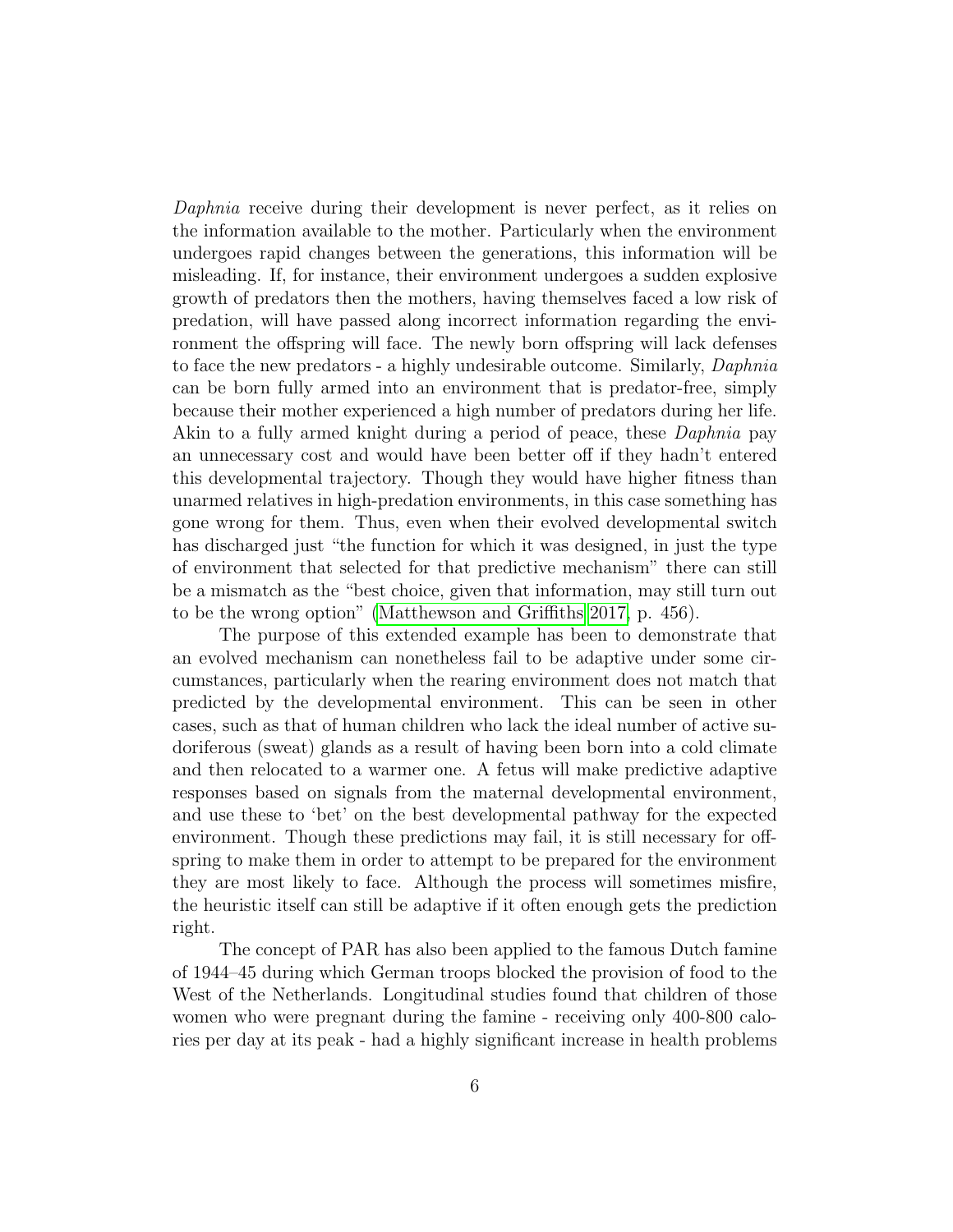*Daphnia* receive during their development is never perfect, as it relies on the information available to the mother. Particularly when the environment undergoes rapid changes between the generations, this information will be misleading. If, for instance, their environment undergoes a sudden explosive growth of predators then the mothers, having themselves faced a low risk of predation, will have passed along incorrect information regarding the environment the offspring will face. The newly born offspring will lack defenses to face the new predators - a highly undesirable outcome. Similarly, *Daphnia* can be born fully armed into an environment that is predator-free, simply because their mother experienced a high number of predators during her life. Akin to a fully armed knight during a period of peace, these *Daphnia* pay an unnecessary cost and would have been better off if they hadn't entered this developmental trajectory. Though they would have higher fitness than unarmed relatives in high-predation environments, in this case something has gone wrong for them. Thus, even when their evolved developmental switch has discharged just "the function for which it was designed, in just the type of environment that selected for that predictive mechanism" there can still be a mismatch as the "best choice, given that information, may still turn out to be the wrong option" (Matthewson and Griffiths 2017, p. 456).

The purpose of this extended example has been to demonstrate that an evolved mechanism can nonetheless fail to be adaptive under some circumstances, particularly when the rearing environment does not match that predicted by the developmental environment. This can be seen in other cases, such as that of human children who lack the ideal number of active sudoriferous (sweat) glands as a result of having been born into a cold climate and then relocated to a warmer one. A fetus will make predictive adaptive responses based on signals from the maternal developmental environment, and use these to 'bet' on the best developmental pathway for the expected environment. Though these predictions may fail, it is still necessary for offspring to make them in order to attempt to be prepared for the environment they are most likely to face. Although the process will sometimes misfire, the heuristic itself can still be adaptive if it often enough gets the prediction right.

The concept of PAR has also been applied to the famous Dutch famine of 1944–45 during which German troops blocked the provision of food to the West of the Netherlands. Longitudinal studies found that children of those women who were pregnant during the famine - receiving only 400-800 calories per day at its peak - had a highly significant increase in health problems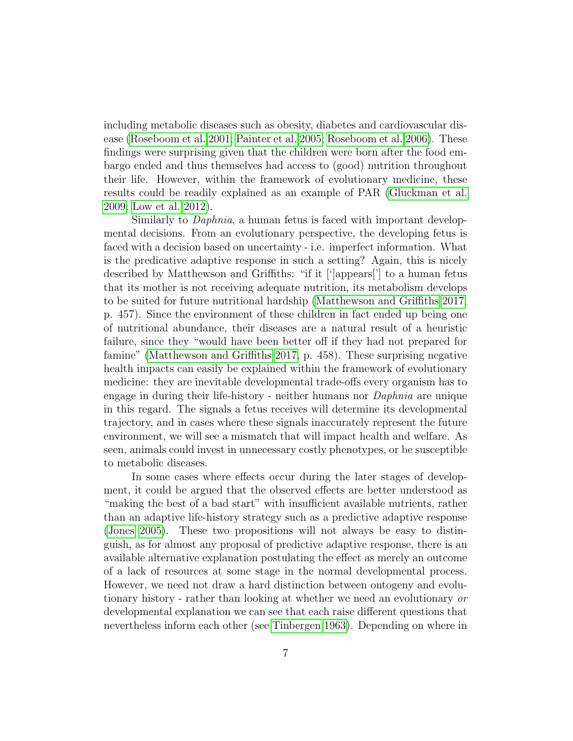including metabolic diseases such as obesity, diabetes and cardiovascular disease (Roseboom et al. 2001; Painter et al. 2005; Roseboom et al. 2006). These findings were surprising given that the children were born after the food embargo ended and thus themselves had access to (good) nutrition throughout their life. However, within the framework of evolutionary medicine, these results could be readily explained as an example of PAR (Gluckman et al. 2009; Low et al. 2012).

Similarly to *Daphnia*, a human fetus is faced with important developmental decisions. From an evolutionary perspective, the developing fetus is faced with a decision based on uncertainty - i.e. imperfect information. What is the predicative adaptive response in such a setting? Again, this is nicely described by Matthewson and Griffiths: "if it [']appears['] to a human fetus that its mother is not receiving adequate nutrition, its metabolism develops to be suited for future nutritional hardship (Matthewson and Griffiths 2017, p. 457). Since the environment of these children in fact ended up being one of nutritional abundance, their diseases are a natural result of a heuristic failure, since they "would have been better off if they had not prepared for famine" (Matthewson and Griffiths 2017, p. 458). These surprising negative health impacts can easily be explained within the framework of evolutionary medicine: they are inevitable developmental trade-offs every organism has to engage in during their life-history - neither humans nor *Daphnia* are unique in this regard. The signals a fetus receives will determine its developmental trajectory, and in cases where these signals inaccurately represent the future environment, we will see a mismatch that will impact health and welfare. As seen, animals could invest in unnecessary costly phenotypes, or be susceptible to metabolic diseases.

In some cases where effects occur during the later stages of development, it could be argued that the observed effects are better understood as "making the best of a bad start" with insufficient available nutrients, rather than an adaptive life-history strategy such as a predictive adaptive response (Jones 2005). These two propositions will not always be easy to distinguish, as for almost any proposal of predictive adaptive response, there is an available alternative explanation postulating the effect as merely an outcome of a lack of resources at some stage in the normal developmental process. However, we need not draw a hard distinction between ontogeny and evolutionary history - rather than looking at whether we need an evolutionary *or* developmental explanation we can see that each raise different questions that nevertheless inform each other (see Tinbergen 1963). Depending on where in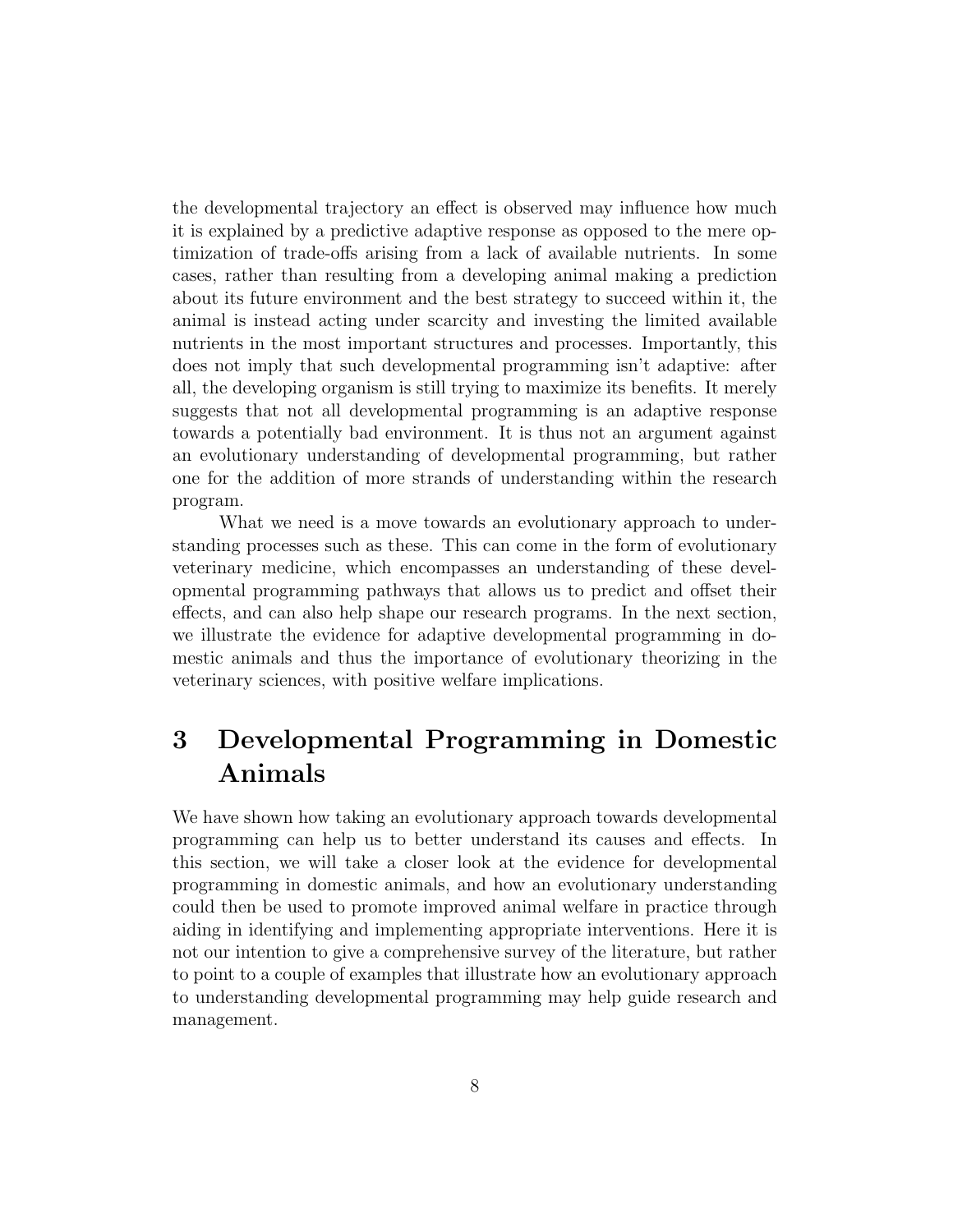the developmental trajectory an effect is observed may influence how much it is explained by a predictive adaptive response as opposed to the mere optimization of trade-offs arising from a lack of available nutrients. In some cases, rather than resulting from a developing animal making a prediction about its future environment and the best strategy to succeed within it, the animal is instead acting under scarcity and investing the limited available nutrients in the most important structures and processes. Importantly, this does not imply that such developmental programming isn't adaptive: after all, the developing organism is still trying to maximize its benefits. It merely suggests that not all developmental programming is an adaptive response towards a potentially bad environment. It is thus not an argument against an evolutionary understanding of developmental programming, but rather one for the addition of more strands of understanding within the research program.

What we need is a move towards an evolutionary approach to understanding processes such as these. This can come in the form of evolutionary veterinary medicine, which encompasses an understanding of these developmental programming pathways that allows us to predict and offset their effects, and can also help shape our research programs. In the next section, we illustrate the evidence for adaptive developmental programming in domestic animals and thus the importance of evolutionary theorizing in the veterinary sciences, with positive welfare implications.

# 3 Developmental Programming in Domestic Animals

We have shown how taking an evolutionary approach towards developmental programming can help us to better understand its causes and effects. In this section, we will take a closer look at the evidence for developmental programming in domestic animals, and how an evolutionary understanding could then be used to promote improved animal welfare in practice through aiding in identifying and implementing appropriate interventions. Here it is not our intention to give a comprehensive survey of the literature, but rather to point to a couple of examples that illustrate how an evolutionary approach to understanding developmental programming may help guide research and management.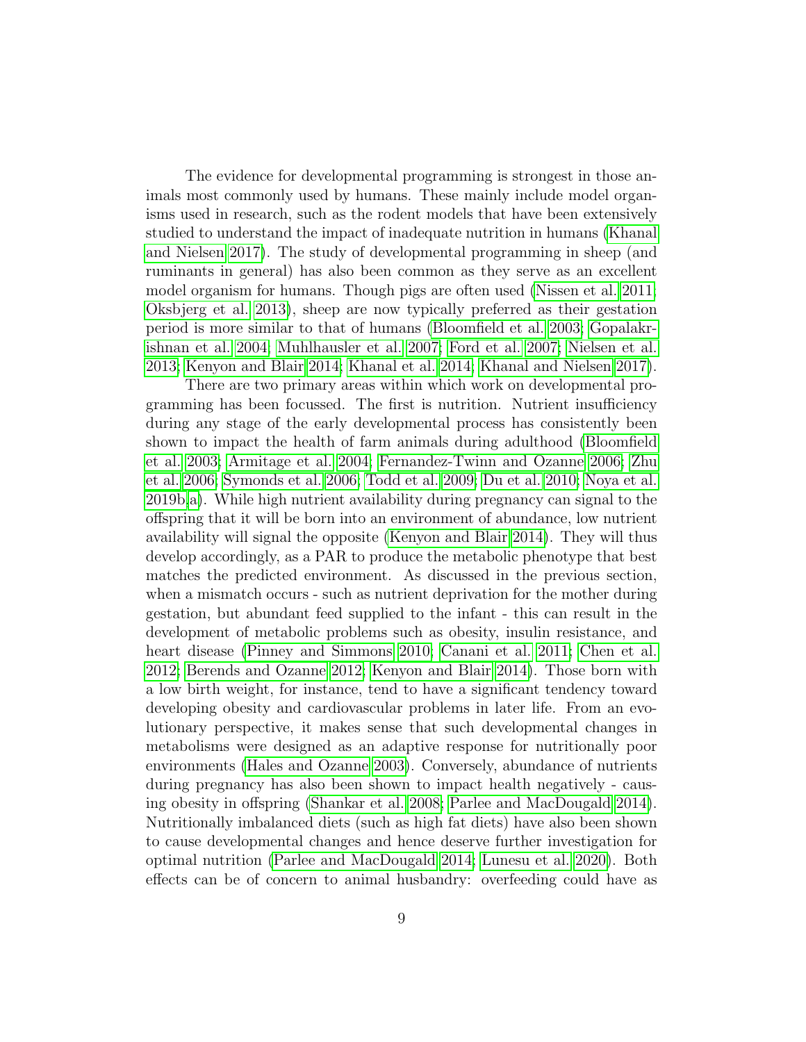The evidence for developmental programming is strongest in those animals most commonly used by humans. These mainly include model organisms used in research, such as the rodent models that have been extensively studied to understand the impact of inadequate nutrition in humans (Khanal and Nielsen 2017). The study of developmental programming in sheep (and ruminants in general) has also been common as they serve as an excellent model organism for humans. Though pigs are often used (Nissen et al. 2011; Oksbjerg et al. 2013), sheep are now typically preferred as their gestation period is more similar to that of humans (Bloomfield et al. 2003; Gopalakrishnan et al. 2004; Muhlhausler et al. 2007; Ford et al. 2007; Nielsen et al. 2013; Kenyon and Blair 2014; Khanal et al. 2014; Khanal and Nielsen 2017).

There are two primary areas within which work on developmental programming has been focussed. The first is nutrition. Nutrient insufficiency during any stage of the early developmental process has consistently been shown to impact the health of farm animals during adulthood (Bloomfield et al. 2003; Armitage et al. 2004; Fernandez-Twinn and Ozanne 2006; Zhu et al. 2006; Symonds et al. 2006; Todd et al. 2009; Du et al. 2010; Noya et al. 2019b,a). While high nutrient availability during pregnancy can signal to the offspring that it will be born into an environment of abundance, low nutrient availability will signal the opposite (Kenyon and Blair 2014). They will thus develop accordingly, as a PAR to produce the metabolic phenotype that best matches the predicted environment. As discussed in the previous section, when a mismatch occurs - such as nutrient deprivation for the mother during gestation, but abundant feed supplied to the infant - this can result in the development of metabolic problems such as obesity, insulin resistance, and heart disease (Pinney and Simmons 2010; Canani et al. 2011; Chen et al. 2012; Berends and Ozanne 2012; Kenyon and Blair 2014). Those born with a low birth weight, for instance, tend to have a significant tendency toward developing obesity and cardiovascular problems in later life. From an evolutionary perspective, it makes sense that such developmental changes in metabolisms were designed as an adaptive response for nutritionally poor environments (Hales and Ozanne 2003). Conversely, abundance of nutrients during pregnancy has also been shown to impact health negatively - causing obesity in offspring (Shankar et al. 2008; Parlee and MacDougald 2014). Nutritionally imbalanced diets (such as high fat diets) have also been shown to cause developmental changes and hence deserve further investigation for optimal nutrition (Parlee and MacDougald 2014; Lunesu et al. 2020). Both effects can be of concern to animal husbandry: overfeeding could have as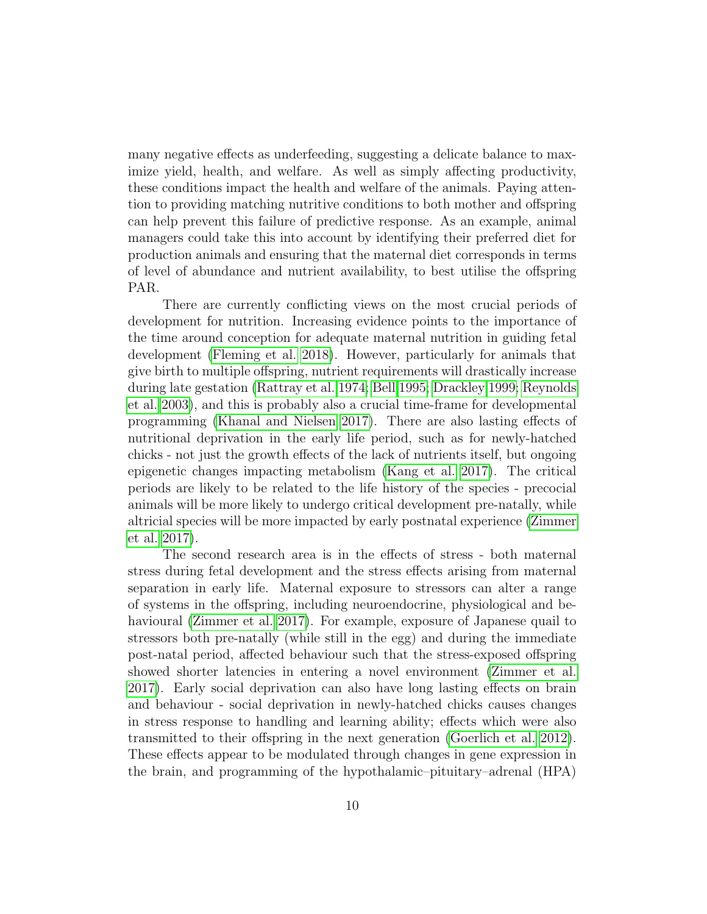many negative effects as underfeeding, suggesting a delicate balance to maximize yield, health, and welfare. As well as simply affecting productivity, these conditions impact the health and welfare of the animals. Paying attention to providing matching nutritive conditions to both mother and offspring can help prevent this failure of predictive response. As an example, animal managers could take this into account by identifying their preferred diet for production animals and ensuring that the maternal diet corresponds in terms of level of abundance and nutrient availability, to best utilise the offspring PAR.

There are currently conflicting views on the most crucial periods of development for nutrition. Increasing evidence points to the importance of the time around conception for adequate maternal nutrition in guiding fetal development (Fleming et al. 2018). However, particularly for animals that give birth to multiple offspring, nutrient requirements will drastically increase during late gestation (Rattray et al. 1974; Bell 1995; Drackley 1999; Reynolds et al. 2003), and this is probably also a crucial time-frame for developmental programming (Khanal and Nielsen 2017). There are also lasting effects of nutritional deprivation in the early life period, such as for newly-hatched chicks - not just the growth effects of the lack of nutrients itself, but ongoing epigenetic changes impacting metabolism (Kang et al. 2017). The critical periods are likely to be related to the life history of the species - precocial animals will be more likely to undergo critical development pre-natally, while altricial species will be more impacted by early postnatal experience (Zimmer et al. 2017).

The second research area is in the effects of stress - both maternal stress during fetal development and the stress effects arising from maternal separation in early life. Maternal exposure to stressors can alter a range of systems in the offspring, including neuroendocrine, physiological and behavioural (Zimmer et al. 2017). For example, exposure of Japanese quail to stressors both pre-natally (while still in the egg) and during the immediate post-natal period, affected behaviour such that the stress-exposed offspring showed shorter latencies in entering a novel environment (Zimmer et al. 2017). Early social deprivation can also have long lasting effects on brain and behaviour - social deprivation in newly-hatched chicks causes changes in stress response to handling and learning ability; effects which were also transmitted to their offspring in the next generation (Goerlich et al. 2012). These effects appear to be modulated through changes in gene expression in the brain, and programming of the hypothalamic–pituitary–adrenal (HPA)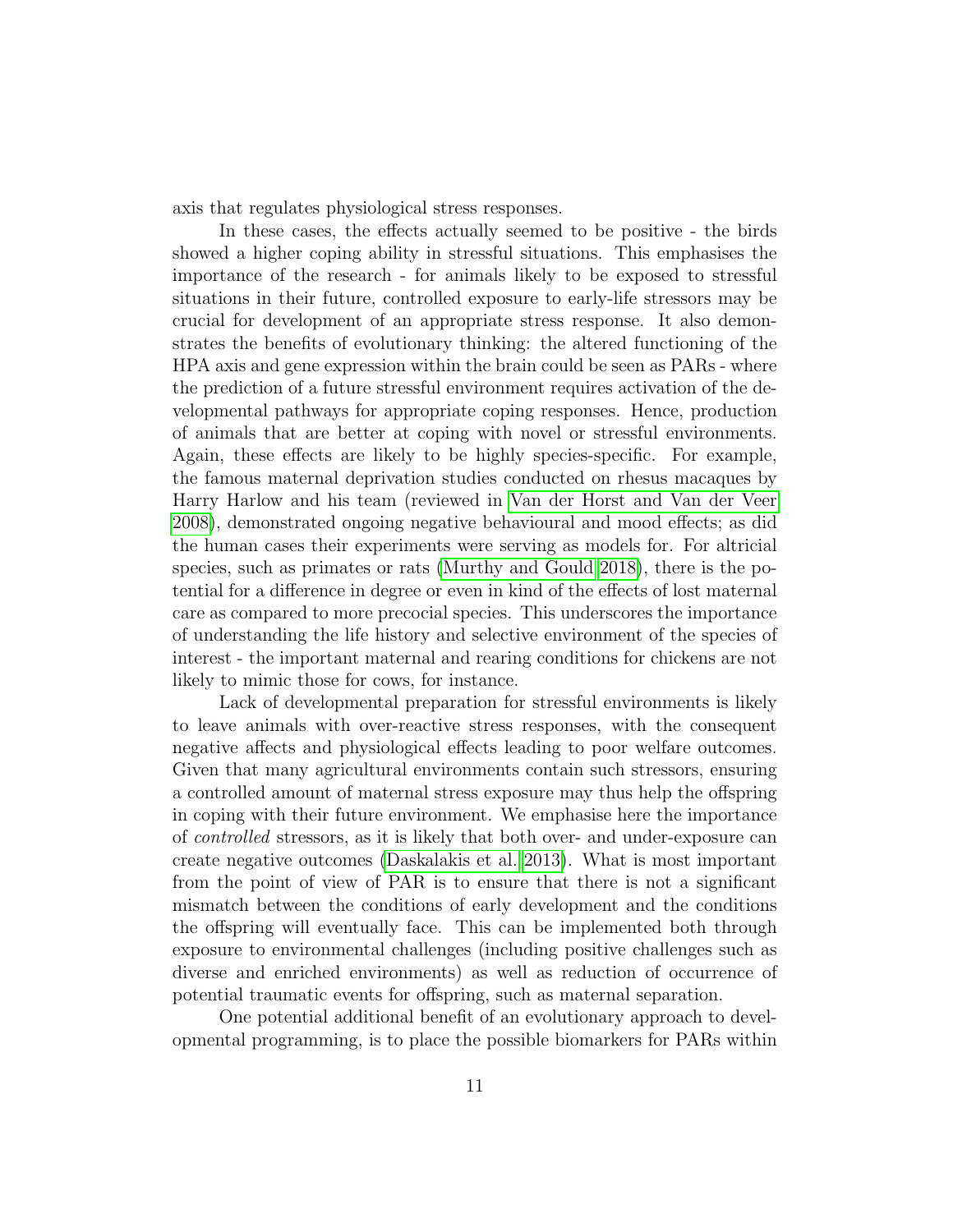axis that regulates physiological stress responses.

In these cases, the effects actually seemed to be positive - the birds showed a higher coping ability in stressful situations. This emphasises the importance of the research - for animals likely to be exposed to stressful situations in their future, controlled exposure to early-life stressors may be crucial for development of an appropriate stress response. It also demonstrates the benefits of evolutionary thinking: the altered functioning of the HPA axis and gene expression within the brain could be seen as PARs - where the prediction of a future stressful environment requires activation of the developmental pathways for appropriate coping responses. Hence, production of animals that are better at coping with novel or stressful environments. Again, these effects are likely to be highly species-specific. For example, the famous maternal deprivation studies conducted on rhesus macaques by Harry Harlow and his team (reviewed in Van der Horst and Van der Veer 2008), demonstrated ongoing negative behavioural and mood effects; as did the human cases their experiments were serving as models for. For altricial species, such as primates or rats (Murthy and Gould 2018), there is the potential for a difference in degree or even in kind of the effects of lost maternal care as compared to more precocial species. This underscores the importance of understanding the life history and selective environment of the species of interest - the important maternal and rearing conditions for chickens are not likely to mimic those for cows, for instance.

Lack of developmental preparation for stressful environments is likely to leave animals with over-reactive stress responses, with the consequent negative affects and physiological effects leading to poor welfare outcomes. Given that many agricultural environments contain such stressors, ensuring a controlled amount of maternal stress exposure may thus help the offspring in coping with their future environment. We emphasise here the importance of *controlled* stressors, as it is likely that both over- and under-exposure can create negative outcomes (Daskalakis et al. 2013). What is most important from the point of view of PAR is to ensure that there is not a significant mismatch between the conditions of early development and the conditions the offspring will eventually face. This can be implemented both through exposure to environmental challenges (including positive challenges such as diverse and enriched environments) as well as reduction of occurrence of potential traumatic events for offspring, such as maternal separation.

One potential additional benefit of an evolutionary approach to developmental programming, is to place the possible biomarkers for PARs within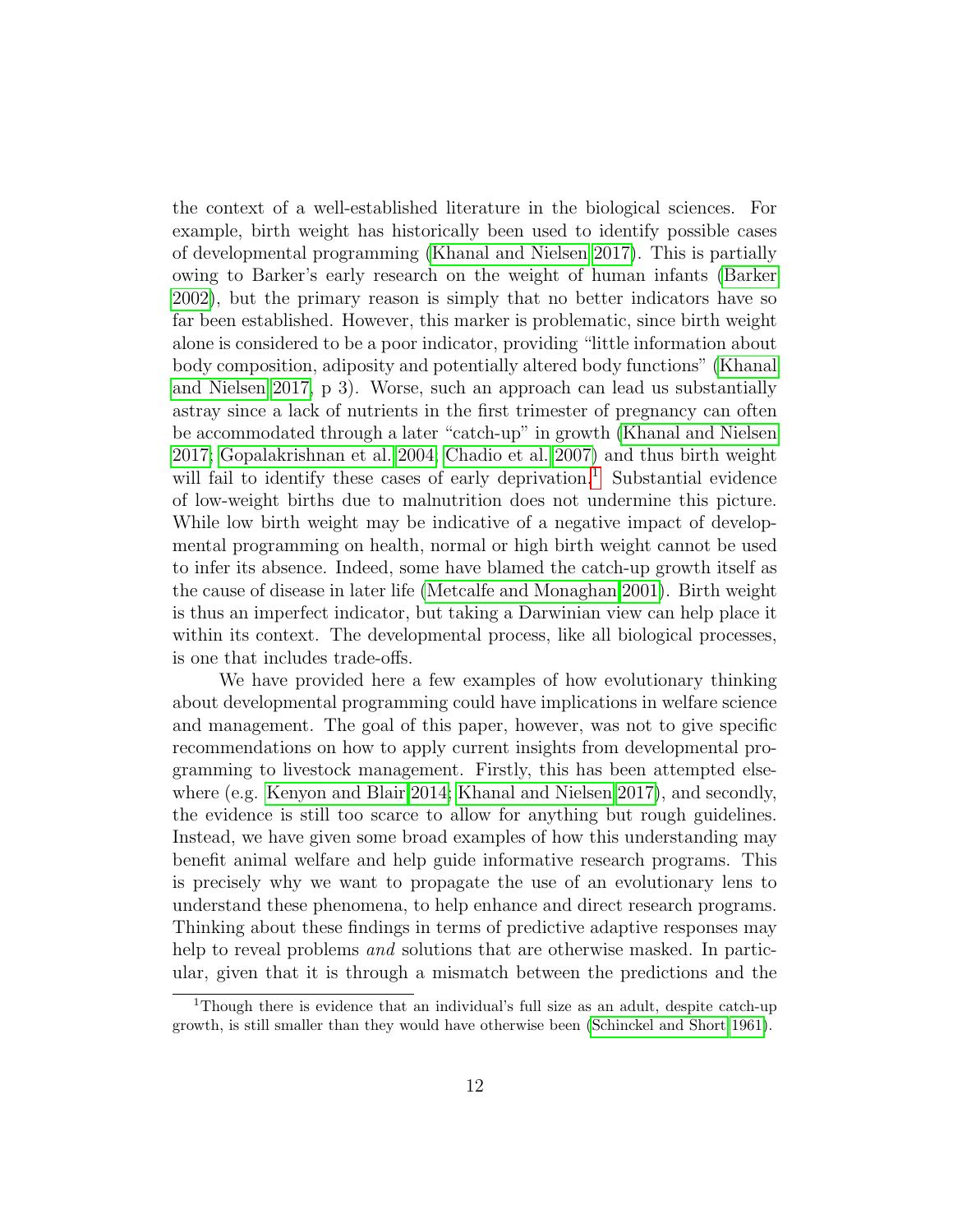the context of a well-established literature in the biological sciences. For example, birth weight has historically been used to identify possible cases of developmental programming (Khanal and Nielsen 2017). This is partially owing to Barker's early research on the weight of human infants (Barker 2002), but the primary reason is simply that no better indicators have so far been established. However, this marker is problematic, since birth weight alone is considered to be a poor indicator, providing "little information about body composition, adiposity and potentially altered body functions" (Khanal and Nielsen 2017, p 3). Worse, such an approach can lead us substantially astray since a lack of nutrients in the first trimester of pregnancy can often be accommodated through a later "catch-up" in growth (Khanal and Nielsen 2017; Gopalakrishnan et al. 2004; Chadio et al. 2007) and thus birth weight will fail to identify these cases of early deprivation.[1] Substantial evidence of low-weight births due to malnutrition does not undermine this picture. While low birth weight may be indicative of a negative impact of developmental programming on health, normal or high birth weight cannot be used to infer its absence. Indeed, some have blamed the catch-up growth itself as the cause of disease in later life (Metcalfe and Monaghan 2001). Birth weight is thus an imperfect indicator, but taking a Darwinian view can help place it within its context. The developmental process, like all biological processes, is one that includes trade-offs.

We have provided here a few examples of how evolutionary thinking about developmental programming could have implications in welfare science and management. The goal of this paper, however, was not to give specific recommendations on how to apply current insights from developmental programming to livestock management. Firstly, this has been attempted elsewhere (e.g. Kenyon and Blair 2014; Khanal and Nielsen 2017), and secondly, the evidence is still too scarce to allow for anything but rough guidelines. Instead, we have given some broad examples of how this understanding may benefit animal welfare and help guide informative research programs. This is precisely why we want to propagate the use of an evolutionary lens to understand these phenomena, to help enhance and direct research programs. Thinking about these findings in terms of predictive adaptive responses may help to reveal problems *and* solutions that are otherwise masked. In particular, given that it is through a mismatch between the predictions and the

[1] Though there is evidence that an individual's full size as an adult, despite catch-up growth, is still smaller than they would have otherwise been (Schinckel and Short 1961).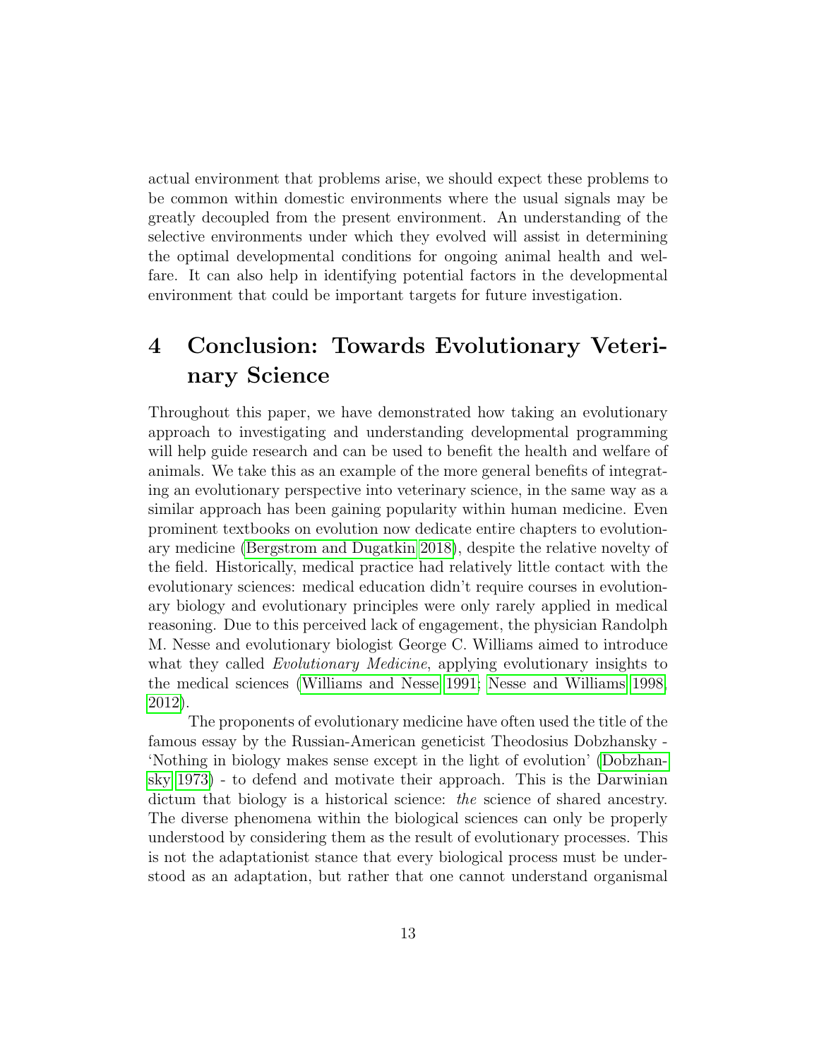actual environment that problems arise, we should expect these problems to be common within domestic environments where the usual signals may be greatly decoupled from the present environment. An understanding of the selective environments under which they evolved will assist in determining the optimal developmental conditions for ongoing animal health and welfare. It can also help in identifying potential factors in the developmental environment that could be important targets for future investigation.

# 4 Conclusion: Towards Evolutionary Veterinary Science

Throughout this paper, we have demonstrated how taking an evolutionary approach to investigating and understanding developmental programming will help guide research and can be used to benefit the health and welfare of animals. We take this as an example of the more general benefits of integrating an evolutionary perspective into veterinary science, in the same way as a similar approach has been gaining popularity within human medicine. Even prominent textbooks on evolution now dedicate entire chapters to evolutionary medicine (Bergstrom and Dugatkin 2018), despite the relative novelty of the field. Historically, medical practice had relatively little contact with the evolutionary sciences: medical education didn't require courses in evolutionary biology and evolutionary principles were only rarely applied in medical reasoning. Due to this perceived lack of engagement, the physician Randolph M. Nesse and evolutionary biologist George C. Williams aimed to introduce what they called *Evolutionary Medicine*, applying evolutionary insights to the medical sciences (Williams and Nesse 1991; Nesse and Williams 1998, 2012).

The proponents of evolutionary medicine have often used the title of the famous essay by the Russian-American geneticist Theodosius Dobzhansky - 'Nothing in biology makes sense except in the light of evolution' (Dobzhansky 1973) - to defend and motivate their approach. This is the Darwinian dictum that biology is a historical science: *the* science of shared ancestry. The diverse phenomena within the biological sciences can only be properly understood by considering them as the result of evolutionary processes. This is not the adaptationist stance that every biological process must be understood as an adaptation, but rather that one cannot understand organismal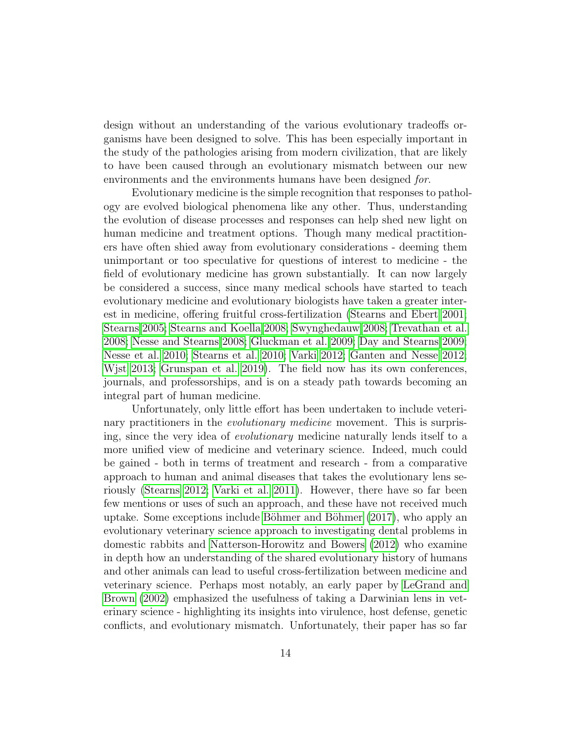design without an understanding of the various evolutionary tradeoffs organisms have been designed to solve. This has been especially important in the study of the pathologies arising from modern civilization, that are likely to have been caused through an evolutionary mismatch between our new environments and the environments humans have been designed *for*.

Evolutionary medicine is the simple recognition that responses to pathology are evolved biological phenomena like any other. Thus, understanding the evolution of disease processes and responses can help shed new light on human medicine and treatment options. Though many medical practitioners have often shied away from evolutionary considerations - deeming them unimportant or too speculative for questions of interest to medicine - the field of evolutionary medicine has grown substantially. It can now largely be considered a success, since many medical schools have started to teach evolutionary medicine and evolutionary biologists have taken a greater interest in medicine, offering fruitful cross-fertilization (Stearns and Ebert 2001; Stearns 2005; Stearns and Koella 2008; Swynghedauw 2008; Trevathan et al. 2008; Nesse and Stearns 2008; Gluckman et al. 2009; Day and Stearns 2009; Nesse et al. 2010; Stearns et al. 2010; Varki 2012; Ganten and Nesse 2012; Wjst 2013; Grunspan et al. 2019). The field now has its own conferences, journals, and professorships, and is on a steady path towards becoming an integral part of human medicine.

Unfortunately, only little effort has been undertaken to include veterinary practitioners in the *evolutionary medicine* movement. This is surprising, since the very idea of *evolutionary* medicine naturally lends itself to a more unified view of medicine and veterinary science. Indeed, much could be gained - both in terms of treatment and research - from a comparative approach to human and animal diseases that takes the evolutionary lens seriously (Stearns 2012; Varki et al. 2011). However, there have so far been few mentions or uses of such an approach, and these have not received much uptake. Some exceptions include Böhmer and Böhmer (2017), who apply an evolutionary veterinary science approach to investigating dental problems in domestic rabbits and Natterson-Horowitz and Bowers (2012) who examine in depth how an understanding of the shared evolutionary history of humans and other animals can lead to useful cross-fertilization between medicine and veterinary science. Perhaps most notably, an early paper by LeGrand and Brown (2002) emphasized the usefulness of taking a Darwinian lens in veterinary science - highlighting its insights into virulence, host defense, genetic conflicts, and evolutionary mismatch. Unfortunately, their paper has so far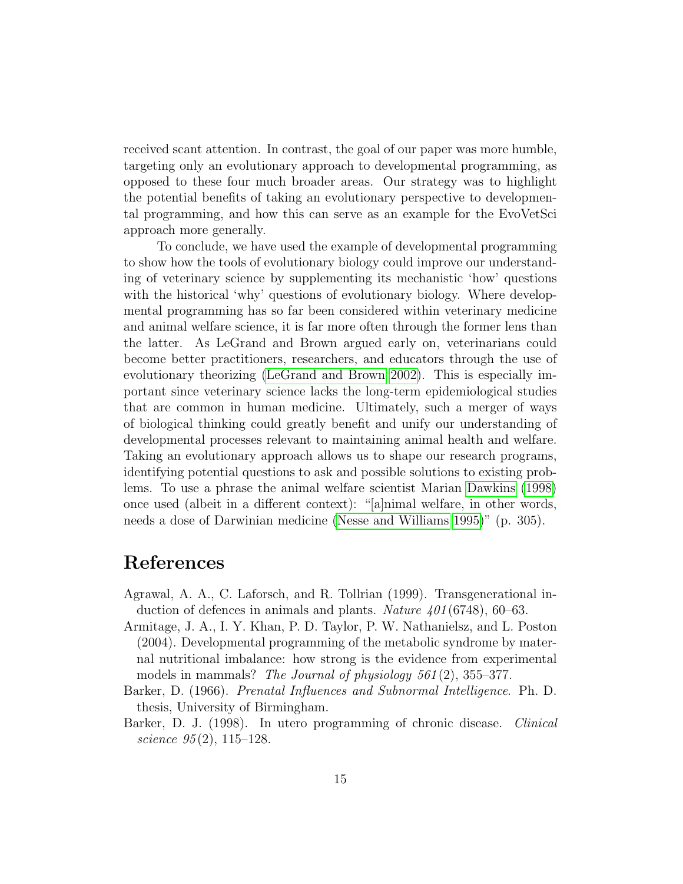received scant attention. In contrast, the goal of our paper was more humble, targeting only an evolutionary approach to developmental programming, as opposed to these four much broader areas. Our strategy was to highlight the potential benefits of taking an evolutionary perspective to developmental programming, and how this can serve as an example for the EvoVetSci approach more generally.

To conclude, we have used the example of developmental programming to show how the tools of evolutionary biology could improve our understanding of veterinary science by supplementing its mechanistic 'how' questions with the historical 'why' questions of evolutionary biology. Where developmental programming has so far been considered within veterinary medicine and animal welfare science, it is far more often through the former lens than the latter. As LeGrand and Brown argued early on, veterinarians could become better practitioners, researchers, and educators through the use of evolutionary theorizing (LeGrand and Brown 2002). This is especially important since veterinary science lacks the long-term epidemiological studies that are common in human medicine. Ultimately, such a merger of ways of biological thinking could greatly benefit and unify our understanding of developmental processes relevant to maintaining animal health and welfare. Taking an evolutionary approach allows us to shape our research programs, identifying potential questions to ask and possible solutions to existing problems. To use a phrase the animal welfare scientist Marian Dawkins (1998) once used (albeit in a different context): "[a]nimal welfare, in other words, needs a dose of Darwinian medicine (Nesse and Williams 1995)" (p. 305).

# References

Agrawal, A. A., C. Laforsch, and R. Tollrian (1999). Transgenerational induction of defences in animals and plants. *Nature 401*(6748), 60–63.

Armitage, J. A., I. Y. Khan, P. D. Taylor, P. W. Nathanielsz, and L. Poston (2004). Developmental programming of the metabolic syndrome by maternal nutritional imbalance: how strong is the evidence from experimental models in mammals? *The Journal of physiology 561*(2), 355–377.

Barker, D. (1966). *Prenatal Influences and Subnormal Intelligence*. Ph. D. thesis, University of Birmingham.

Barker, D. J. (1998). In utero programming of chronic disease. *Clinical science 95*(2), 115–128.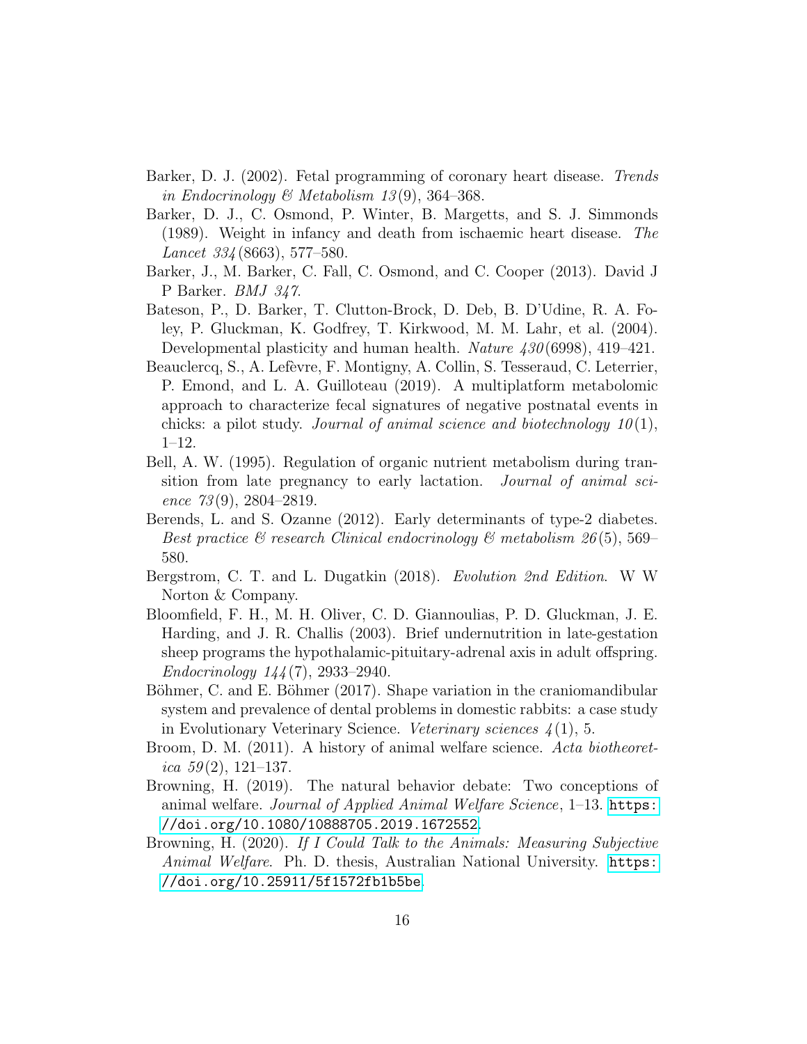Barker, D. J. (2002). Fetal programming of coronary heart disease. *Trends in Endocrinology & Metabolism 13*(9), 364–368.

Barker, D. J., C. Osmond, P. Winter, B. Margetts, and S. J. Simmonds (1989). Weight in infancy and death from ischaemic heart disease. *The Lancet 334*(8663), 577–580.

Barker, J., M. Barker, C. Fall, C. Osmond, and C. Cooper (2013). David J P Barker. *BMJ 347*.

Bateson, P., D. Barker, T. Clutton-Brock, D. Deb, B. D'Udine, R. A. Foley, P. Gluckman, K. Godfrey, T. Kirkwood, M. M. Lahr, et al. (2004). Developmental plasticity and human health. *Nature 430*(6998), 419–421.

Beauclercq, S., A. Lefèvre, F. Montigny, A. Collin, S. Tesseraud, C. Leterrier, P. Emond, and L. A. Guilloteau (2019). A multiplatform metabolomic approach to characterize fecal signatures of negative postnatal events in chicks: a pilot study. *Journal of animal science and biotechnology 10*(1), 1–12.

Bell, A. W. (1995). Regulation of organic nutrient metabolism during transition from late pregnancy to early lactation. *Journal of animal science 73*(9), 2804–2819.

Berends, L. and S. Ozanne (2012). Early determinants of type-2 diabetes. *Best practice & research Clinical endocrinology & metabolism 26*(5), 569–580.

Bergstrom, C. T. and L. Dugatkin (2018). *Evolution 2nd Edition*. W W Norton & Company.

Bloomfield, F. H., M. H. Oliver, C. D. Giannoulias, P. D. Gluckman, J. E. Harding, and J. R. Challis (2003). Brief undernutrition in late-gestation sheep programs the hypothalamic-pituitary-adrenal axis in adult offspring. *Endocrinology 144*(7), 2933–2940.

Böhmer, C. and E. Böhmer (2017). Shape variation in the craniomandibular system and prevalence of dental problems in domestic rabbits: a case study in Evolutionary Veterinary Science. *Veterinary sciences 4*(1), 5.

Broom, D. M. (2011). A history of animal welfare science. *Acta biotheoretica 59*(2), 121–137.

Browning, H. (2019). The natural behavior debate: Two conceptions of animal welfare. *Journal of Applied Animal Welfare Science*, 1–13. https://doi.org/10.1080/10888705.2019.1672552.

Browning, H. (2020). *If I Could Talk to the Animals: Measuring Subjective Animal Welfare*. Ph. D. thesis, Australian National University. https://doi.org/10.25911/5f1572fb1b5be.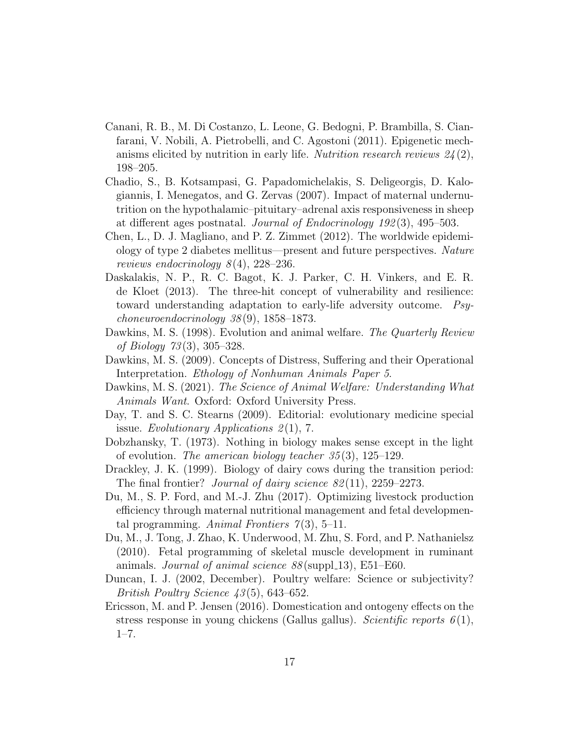Canani, R. B., M. Di Costanzo, L. Leone, G. Bedogni, P. Brambilla, S. Cianfarani, V. Nobili, A. Pietrobelli, and C. Agostoni (2011). Epigenetic mechanisms elicited by nutrition in early life. *Nutrition research reviews 24*(2), 198–205.

Chadio, S., B. Kotsampasi, G. Papadomichelakis, S. Deligeorgis, D. Kalogiannis, I. Menegatos, and G. Zervas (2007). Impact of maternal undernutrition on the hypothalamic–pituitary–adrenal axis responsiveness in sheep at different ages postnatal. *Journal of Endocrinology 192*(3), 495–503.

Chen, L., D. J. Magliano, and P. Z. Zimmet (2012). The worldwide epidemiology of type 2 diabetes mellitus—present and future perspectives. *Nature reviews endocrinology 8*(4), 228–236.

Daskalakis, N. P., R. C. Bagot, K. J. Parker, C. H. Vinkers, and E. R. de Kloet (2013). The three-hit concept of vulnerability and resilience: toward understanding adaptation to early-life adversity outcome. *Psychoneuroendocrinology 38*(9), 1858–1873.

Dawkins, M. S. (1998). Evolution and animal welfare. *The Quarterly Review of Biology 73*(3), 305–328.

Dawkins, M. S. (2009). Concepts of Distress, Suffering and their Operational Interpretation. *Ethology of Nonhuman Animals Paper 5*.

Dawkins, M. S. (2021). *The Science of Animal Welfare: Understanding What Animals Want*. Oxford: Oxford University Press.

Day, T. and S. C. Stearns (2009). Editorial: evolutionary medicine special issue. *Evolutionary Applications 2*(1), 7.

Dobzhansky, T. (1973). Nothing in biology makes sense except in the light of evolution. *The american biology teacher 35*(3), 125–129.

Drackley, J. K. (1999). Biology of dairy cows during the transition period: The final frontier? *Journal of dairy science 82*(11), 2259–2273.

Du, M., S. P. Ford, and M.-J. Zhu (2017). Optimizing livestock production efficiency through maternal nutritional management and fetal developmental programming. *Animal Frontiers 7*(3), 5–11.

Du, M., J. Tong, J. Zhao, K. Underwood, M. Zhu, S. Ford, and P. Nathanielsz (2010). Fetal programming of skeletal muscle development in ruminant animals. *Journal of animal science 88*(suppl_13), E51–E60.

Duncan, I. J. (2002, December). Poultry welfare: Science or subjectivity? *British Poultry Science 43*(5), 643–652.

Ericsson, M. and P. Jensen (2016). Domestication and ontogeny effects on the stress response in young chickens (Gallus gallus). *Scientific reports 6*(1), 1–7.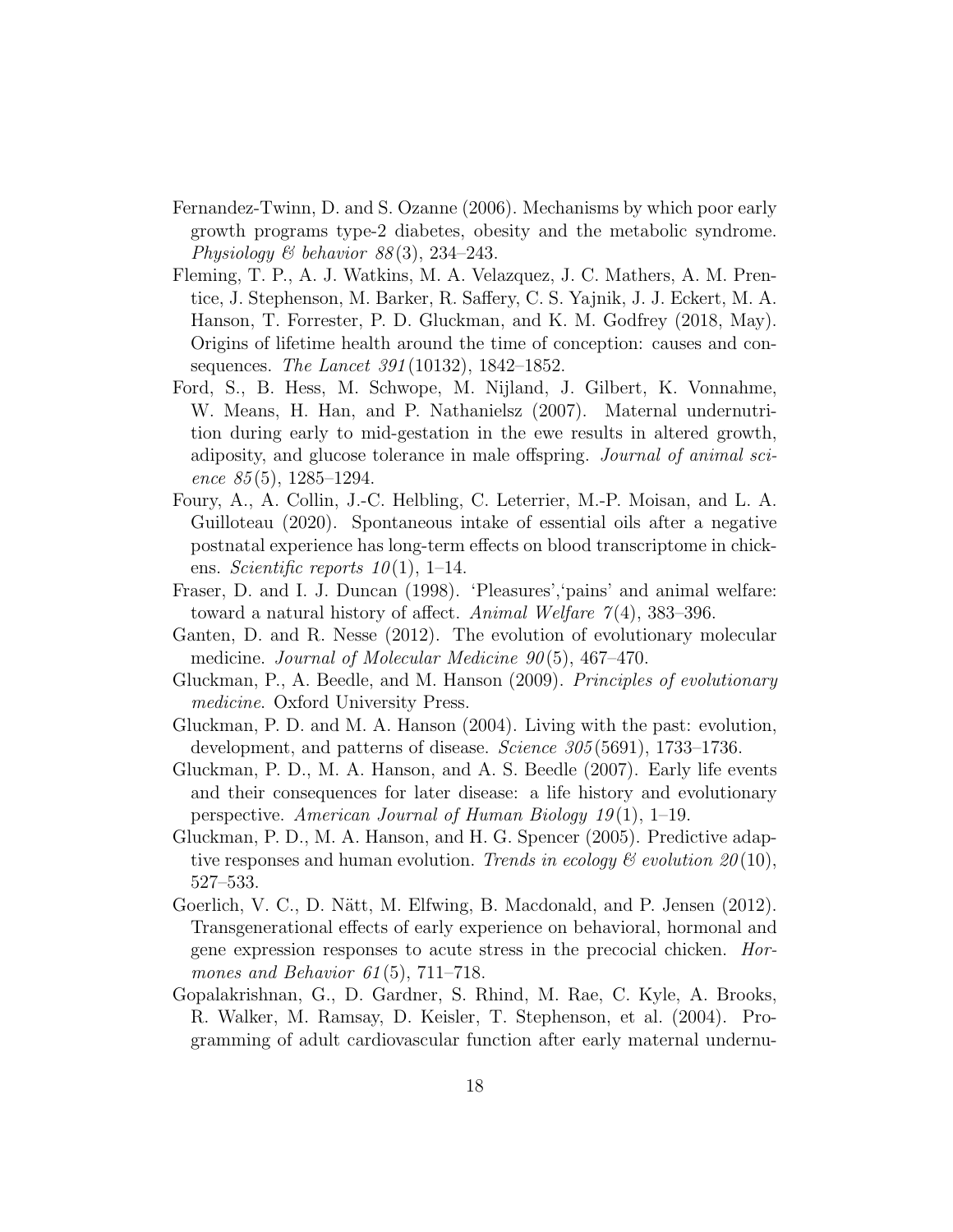Fernandez-Twinn, D. and S. Ozanne (2006). Mechanisms by which poor early growth programs type-2 diabetes, obesity and the metabolic syndrome. *Physiology & behavior 88*(3), 234–243.

Fleming, T. P., A. J. Watkins, M. A. Velazquez, J. C. Mathers, A. M. Prentice, J. Stephenson, M. Barker, R. Saffery, C. S. Yajnik, J. J. Eckert, M. A. Hanson, T. Forrester, P. D. Gluckman, and K. M. Godfrey (2018, May). Origins of lifetime health around the time of conception: causes and consequences. *The Lancet 391*(10132), 1842–1852.

Ford, S., B. Hess, M. Schwope, M. Nijland, J. Gilbert, K. Vonnahme, W. Means, H. Han, and P. Nathanielsz (2007). Maternal undernutrition during early to mid-gestation in the ewe results in altered growth, adiposity, and glucose tolerance in male offspring. *Journal of animal science 85*(5), 1285–1294.

Foury, A., A. Collin, J.-C. Helbling, C. Leterrier, M.-P. Moisan, and L. A. Guilloteau (2020). Spontaneous intake of essential oils after a negative postnatal experience has long-term effects on blood transcriptome in chickens. *Scientific reports 10*(1), 1–14.

Fraser, D. and I. J. Duncan (1998). 'Pleasures','pains' and animal welfare: toward a natural history of affect. *Animal Welfare 7*(4), 383–396.

Ganten, D. and R. Nesse (2012). The evolution of evolutionary molecular medicine. *Journal of Molecular Medicine 90*(5), 467–470.

Gluckman, P., A. Beedle, and M. Hanson (2009). *Principles of evolutionary medicine*. Oxford University Press.

Gluckman, P. D. and M. A. Hanson (2004). Living with the past: evolution, development, and patterns of disease. *Science 305*(5691), 1733–1736.

Gluckman, P. D., M. A. Hanson, and A. S. Beedle (2007). Early life events and their consequences for later disease: a life history and evolutionary perspective. *American Journal of Human Biology 19*(1), 1–19.

Gluckman, P. D., M. A. Hanson, and H. G. Spencer (2005). Predictive adaptive responses and human evolution. *Trends in ecology & evolution 20*(10), 527–533.

Goerlich, V. C., D. Nätt, M. Elfwing, B. Macdonald, and P. Jensen (2012). Transgenerational effects of early experience on behavioral, hormonal and gene expression responses to acute stress in the precocial chicken. *Hormones and Behavior 61*(5), 711–718.

Gopalakrishnan, G., D. Gardner, S. Rhind, M. Rae, C. Kyle, A. Brooks, R. Walker, M. Ramsay, D. Keisler, T. Stephenson, et al. (2004). Programming of adult cardiovascular function after early maternal undernu-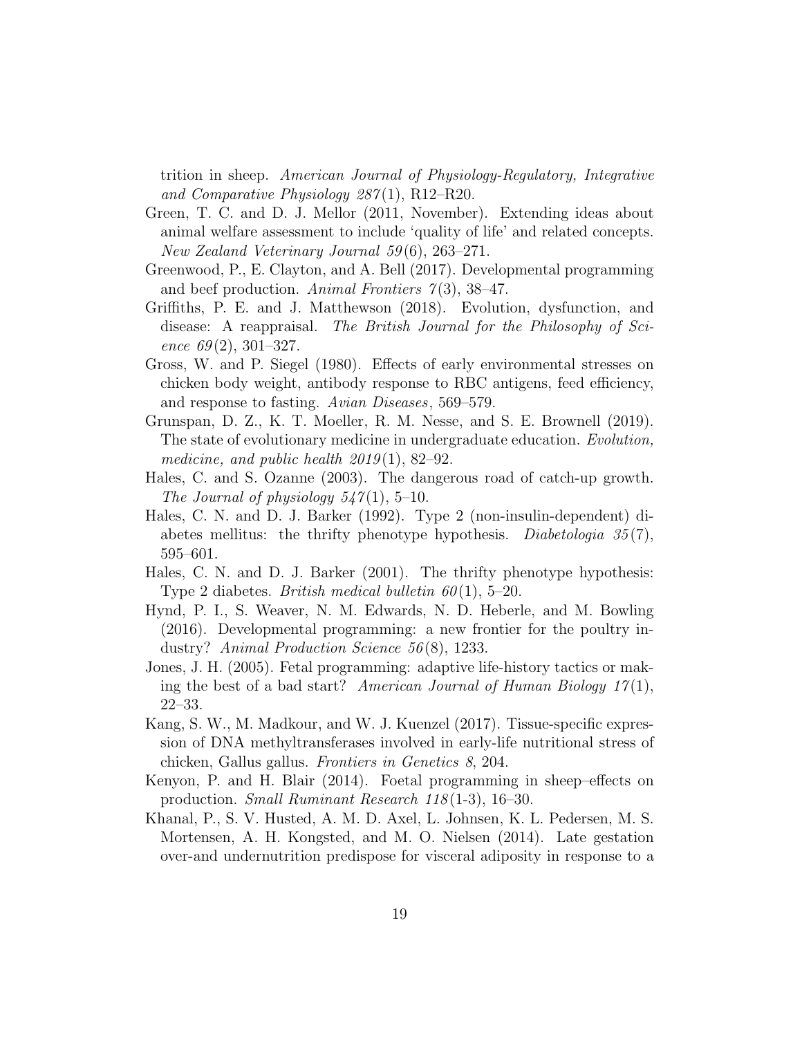trition in sheep. *American Journal of Physiology-Regulatory, Integrative and Comparative Physiology 287*(1), R12–R20.

Green, T. C. and D. J. Mellor (2011, November). Extending ideas about animal welfare assessment to include 'quality of life' and related concepts. *New Zealand Veterinary Journal 59*(6), 263–271.

Greenwood, P., E. Clayton, and A. Bell (2017). Developmental programming and beef production. *Animal Frontiers 7*(3), 38–47.

Griffiths, P. E. and J. Matthewson (2018). Evolution, dysfunction, and disease: A reappraisal. *The British Journal for the Philosophy of Science 69*(2), 301–327.

Gross, W. and P. Siegel (1980). Effects of early environmental stresses on chicken body weight, antibody response to RBC antigens, feed efficiency, and response to fasting. *Avian Diseases*, 569–579.

Grunspan, D. Z., K. T. Moeller, R. M. Nesse, and S. E. Brownell (2019). The state of evolutionary medicine in undergraduate education. *Evolution, medicine, and public health 2019*(1), 82–92.

Hales, C. and S. Ozanne (2003). The dangerous road of catch-up growth. *The Journal of physiology 547*(1), 5–10.

Hales, C. N. and D. J. Barker (1992). Type 2 (non-insulin-dependent) diabetes mellitus: the thrifty phenotype hypothesis. *Diabetologia 35*(7), 595–601.

Hales, C. N. and D. J. Barker (2001). The thrifty phenotype hypothesis: Type 2 diabetes. *British medical bulletin 60*(1), 5–20.

Hynd, P. I., S. Weaver, N. M. Edwards, N. D. Heberle, and M. Bowling (2016). Developmental programming: a new frontier for the poultry industry? *Animal Production Science 56*(8), 1233.

Jones, J. H. (2005). Fetal programming: adaptive life-history tactics or making the best of a bad start? *American Journal of Human Biology 17*(1), 22–33.

Kang, S. W., M. Madkour, and W. J. Kuenzel (2017). Tissue-specific expression of DNA methyltransferases involved in early-life nutritional stress of chicken, Gallus gallus. *Frontiers in Genetics 8*, 204.

Kenyon, P. and H. Blair (2014). Foetal programming in sheep–effects on production. *Small Ruminant Research 118*(1-3), 16–30.

Khanal, P., S. V. Husted, A. M. D. Axel, L. Johnsen, K. L. Pedersen, M. S. Mortensen, A. H. Kongsted, and M. O. Nielsen (2014). Late gestation over-and undernutrition predispose for visceral adiposity in response to a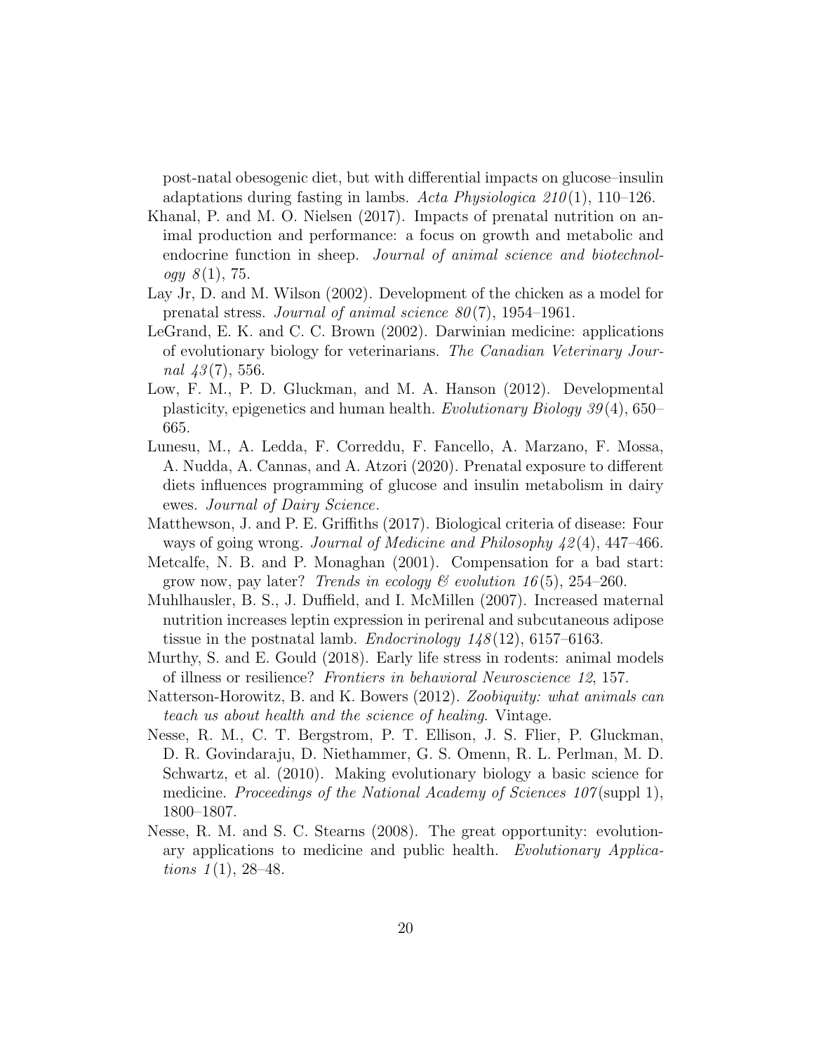post-natal obesogenic diet, but with differential impacts on glucose–insulin adaptations during fasting in lambs. *Acta Physiologica 210*(1), 110–126.

Khanal, P. and M. O. Nielsen (2017). Impacts of prenatal nutrition on animal production and performance: a focus on growth and metabolic and endocrine function in sheep. *Journal of animal science and biotechnology 8*(1), 75.

Lay Jr, D. and M. Wilson (2002). Development of the chicken as a model for prenatal stress. *Journal of animal science 80*(7), 1954–1961.

LeGrand, E. K. and C. C. Brown (2002). Darwinian medicine: applications of evolutionary biology for veterinarians. *The Canadian Veterinary Journal 43*(7), 556.

Low, F. M., P. D. Gluckman, and M. A. Hanson (2012). Developmental plasticity, epigenetics and human health. *Evolutionary Biology 39*(4), 650–665.

Lunesu, M., A. Ledda, F. Correddu, F. Fancello, A. Marzano, F. Mossa, A. Nudda, A. Cannas, and A. Atzori (2020). Prenatal exposure to different diets influences programming of glucose and insulin metabolism in dairy ewes. *Journal of Dairy Science*.

Matthewson, J. and P. E. Griffiths (2017). Biological criteria of disease: Four ways of going wrong. *Journal of Medicine and Philosophy 42*(4), 447–466.

Metcalfe, N. B. and P. Monaghan (2001). Compensation for a bad start: grow now, pay later? *Trends in ecology & evolution 16*(5), 254–260.

Muhlhausler, B. S., J. Duffield, and I. McMillen (2007). Increased maternal nutrition increases leptin expression in perirenal and subcutaneous adipose tissue in the postnatal lamb. *Endocrinology 148*(12), 6157–6163.

Murthy, S. and E. Gould (2018). Early life stress in rodents: animal models of illness or resilience? *Frontiers in behavioral Neuroscience 12*, 157.

Natterson-Horowitz, B. and K. Bowers (2012). *Zoobiquity: what animals can teach us about health and the science of healing*. Vintage.

Nesse, R. M., C. T. Bergstrom, P. T. Ellison, J. S. Flier, P. Gluckman, D. R. Govindaraju, D. Niethammer, G. S. Omenn, R. L. Perlman, M. D. Schwartz, et al. (2010). Making evolutionary biology a basic science for medicine. *Proceedings of the National Academy of Sciences 107*(suppl 1), 1800–1807.

Nesse, R. M. and S. C. Stearns (2008). The great opportunity: evolutionary applications to medicine and public health. *Evolutionary Applications 1*(1), 28–48.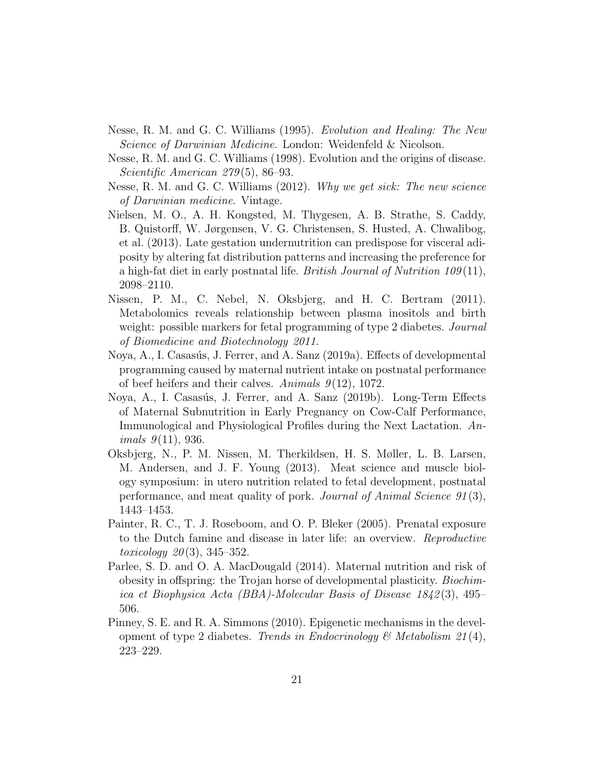Nesse, R. M. and G. C. Williams (1995). *Evolution and Healing: The New Science of Darwinian Medicine*. London: Weidenfeld & Nicolson.

Nesse, R. M. and G. C. Williams (1998). Evolution and the origins of disease. *Scientific American 279*(5), 86–93.

Nesse, R. M. and G. C. Williams (2012). *Why we get sick: The new science of Darwinian medicine*. Vintage.

Nielsen, M. O., A. H. Kongsted, M. Thygesen, A. B. Strathe, S. Caddy, B. Quistorff, W. Jørgensen, V. G. Christensen, S. Husted, A. Chwalibog, et al. (2013). Late gestation undernutrition can predispose for visceral adiposity by altering fat distribution patterns and increasing the preference for a high-fat diet in early postnatal life. *British Journal of Nutrition 109*(11), 2098–2110.

Nissen, P. M., C. Nebel, N. Oksbjerg, and H. C. Bertram (2011). Metabolomics reveals relationship between plasma inositols and birth weight: possible markers for fetal programming of type 2 diabetes. *Journal of Biomedicine and Biotechnology 2011*.

Noya, A., I. Casasús, J. Ferrer, and A. Sanz (2019a). Effects of developmental programming caused by maternal nutrient intake on postnatal performance of beef heifers and their calves. *Animals 9*(12), 1072.

Noya, A., I. Casasús, J. Ferrer, and A. Sanz (2019b). Long-Term Effects of Maternal Subnutrition in Early Pregnancy on Cow-Calf Performance, Immunological and Physiological Profiles during the Next Lactation. *Animals 9*(11), 936.

Oksbjerg, N., P. M. Nissen, M. Therkildsen, H. S. Møller, L. B. Larsen, M. Andersen, and J. F. Young (2013). Meat science and muscle biology symposium: in utero nutrition related to fetal development, postnatal performance, and meat quality of pork. *Journal of Animal Science 91*(3), 1443–1453.

Painter, R. C., T. J. Roseboom, and O. P. Bleker (2005). Prenatal exposure to the Dutch famine and disease in later life: an overview. *Reproductive toxicology 20*(3), 345–352.

Parlee, S. D. and O. A. MacDougald (2014). Maternal nutrition and risk of obesity in offspring: the Trojan horse of developmental plasticity. *Biochimica et Biophysica Acta (BBA)-Molecular Basis of Disease 1842*(3), 495–506.

Pinney, S. E. and R. A. Simmons (2010). Epigenetic mechanisms in the development of type 2 diabetes. *Trends in Endocrinology & Metabolism 21*(4), 223–229.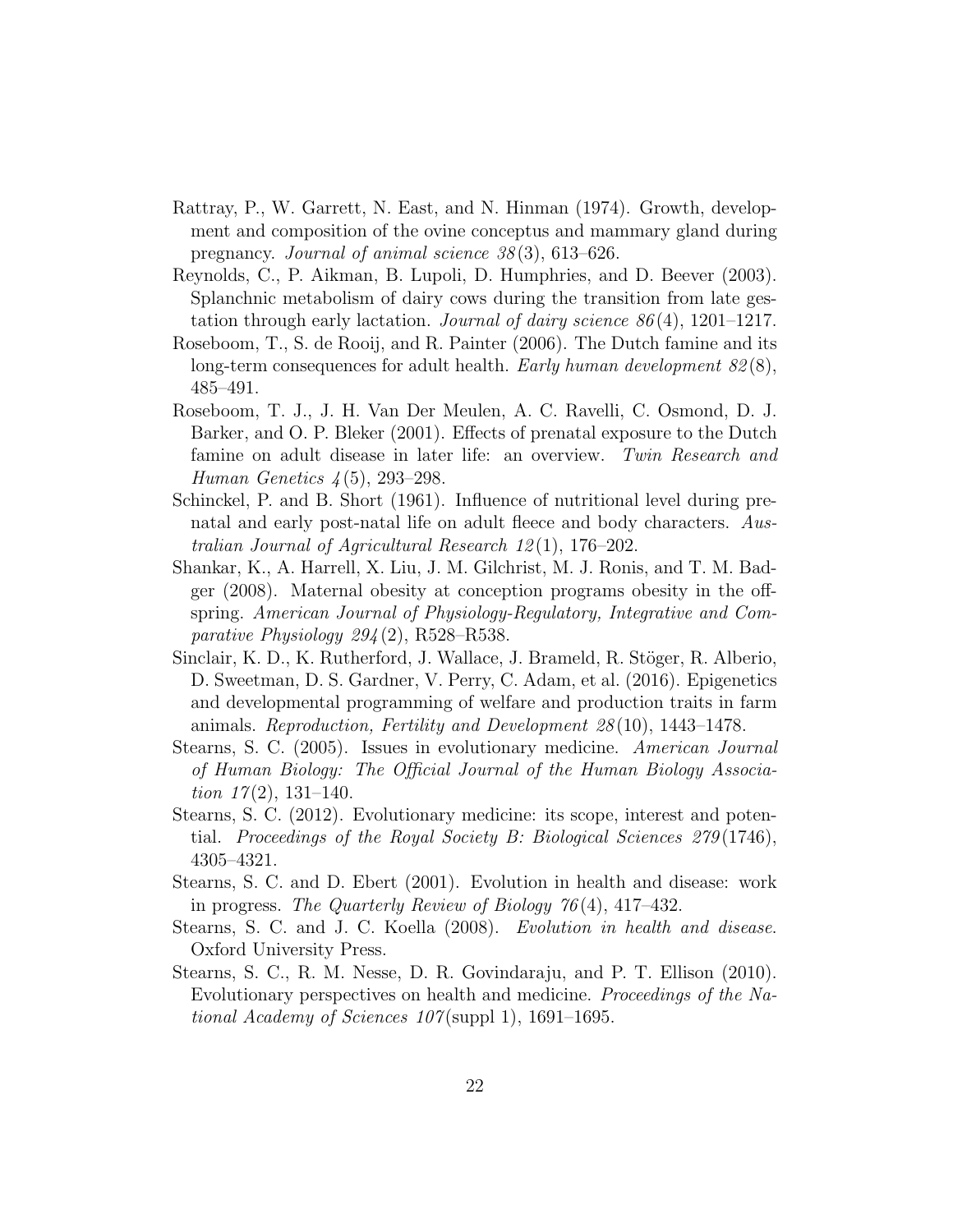Rattray, P., W. Garrett, N. East, and N. Hinman (1974). Growth, development and composition of the ovine conceptus and mammary gland during pregnancy. *Journal of animal science 38*(3), 613–626.

Reynolds, C., P. Aikman, B. Lupoli, D. Humphries, and D. Beever (2003). Splanchnic metabolism of dairy cows during the transition from late gestation through early lactation. *Journal of dairy science 86*(4), 1201–1217.

Roseboom, T., S. de Rooij, and R. Painter (2006). The Dutch famine and its long-term consequences for adult health. *Early human development 82*(8), 485–491.

Roseboom, T. J., J. H. Van Der Meulen, A. C. Ravelli, C. Osmond, D. J. Barker, and O. P. Bleker (2001). Effects of prenatal exposure to the Dutch famine on adult disease in later life: an overview. *Twin Research and Human Genetics 4*(5), 293–298.

Schinckel, P. and B. Short (1961). Influence of nutritional level during prenatal and early post-natal life on adult fleece and body characters. *Australian Journal of Agricultural Research 12*(1), 176–202.

Shankar, K., A. Harrell, X. Liu, J. M. Gilchrist, M. J. Ronis, and T. M. Badger (2008). Maternal obesity at conception programs obesity in the offspring. *American Journal of Physiology-Regulatory, Integrative and Comparative Physiology 294*(2), R528–R538.

Sinclair, K. D., K. Rutherford, J. Wallace, J. Brameld, R. Stöger, R. Alberio, D. Sweetman, D. S. Gardner, V. Perry, C. Adam, et al. (2016). Epigenetics and developmental programming of welfare and production traits in farm animals. *Reproduction, Fertility and Development 28*(10), 1443–1478.

Stearns, S. C. (2005). Issues in evolutionary medicine. *American Journal of Human Biology: The Official Journal of the Human Biology Association 17*(2), 131–140.

Stearns, S. C. (2012). Evolutionary medicine: its scope, interest and potential. *Proceedings of the Royal Society B: Biological Sciences 279*(1746), 4305–4321.

Stearns, S. C. and D. Ebert (2001). Evolution in health and disease: work in progress. *The Quarterly Review of Biology 76*(4), 417–432.

Stearns, S. C. and J. C. Koella (2008). *Evolution in health and disease.* Oxford University Press.

Stearns, S. C., R. M. Nesse, D. R. Govindaraju, and P. T. Ellison (2010). Evolutionary perspectives on health and medicine. *Proceedings of the National Academy of Sciences 107*(suppl 1), 1691–1695.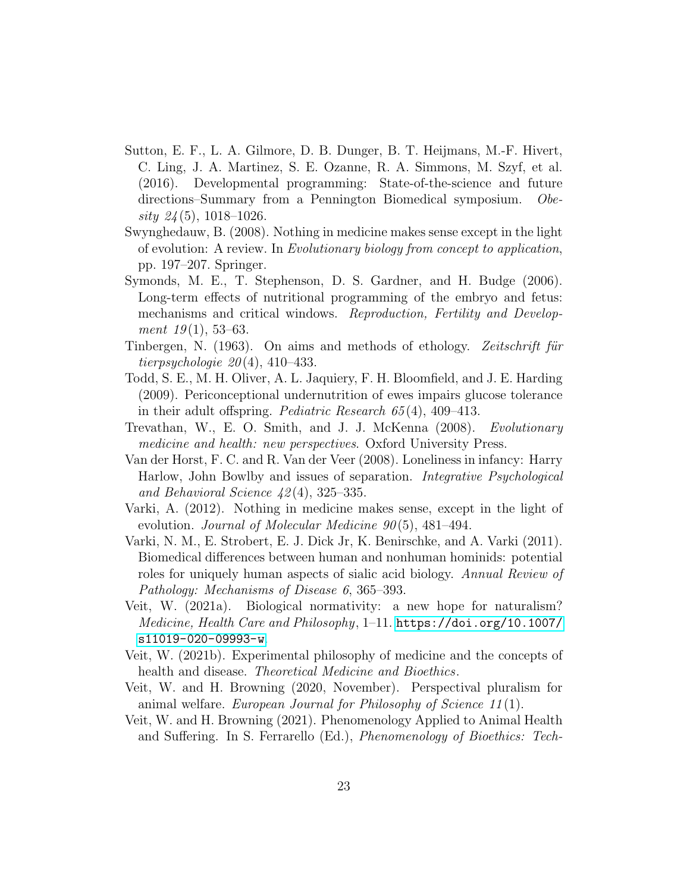Sutton, E. F., L. A. Gilmore, D. B. Dunger, B. T. Heijmans, M.-F. Hivert, C. Ling, J. A. Martinez, S. E. Ozanne, R. A. Simmons, M. Szyf, et al. (2016). Developmental programming: State-of-the-science and future directions–Summary from a Pennington Biomedical symposium. *Obesity 24*(5), 1018–1026.

Swynghedauw, B. (2008). Nothing in medicine makes sense except in the light of evolution: A review. In *Evolutionary biology from concept to application*, pp. 197–207. Springer.

Symonds, M. E., T. Stephenson, D. S. Gardner, and H. Budge (2006). Long-term effects of nutritional programming of the embryo and fetus: mechanisms and critical windows. *Reproduction, Fertility and Development 19*(1), 53–63.

Tinbergen, N. (1963). On aims and methods of ethology. *Zeitschrift für tierpsychologie 20*(4), 410–433.

Todd, S. E., M. H. Oliver, A. L. Jaquiery, F. H. Bloomfield, and J. E. Harding (2009). Periconceptional undernutrition of ewes impairs glucose tolerance in their adult offspring. *Pediatric Research 65*(4), 409–413.

Trevathan, W., E. O. Smith, and J. J. McKenna (2008). *Evolutionary medicine and health: new perspectives*. Oxford University Press.

Van der Horst, F. C. and R. Van der Veer (2008). Loneliness in infancy: Harry Harlow, John Bowlby and issues of separation. *Integrative Psychological and Behavioral Science 42*(4), 325–335.

Varki, A. (2012). Nothing in medicine makes sense, except in the light of evolution. *Journal of Molecular Medicine 90*(5), 481–494.

Varki, N. M., E. Strobert, E. J. Dick Jr, K. Benirschke, and A. Varki (2011). Biomedical differences between human and nonhuman hominids: potential roles for uniquely human aspects of sialic acid biology. *Annual Review of Pathology: Mechanisms of Disease 6*, 365–393.

Veit, W. (2021a). Biological normativity: a new hope for naturalism? *Medicine, Health Care and Philosophy*, 1–11. https://doi.org/10.1007/s11019-020-09993-w.

Veit, W. (2021b). Experimental philosophy of medicine and the concepts of health and disease. *Theoretical Medicine and Bioethics*.

Veit, W. and H. Browning (2020, November). Perspectival pluralism for animal welfare. *European Journal for Philosophy of Science 11*(1).

Veit, W. and H. Browning (2021). Phenomenology Applied to Animal Health and Suffering. In S. Ferrarello (Ed.), *Phenomenology of Bioethics: Tech-*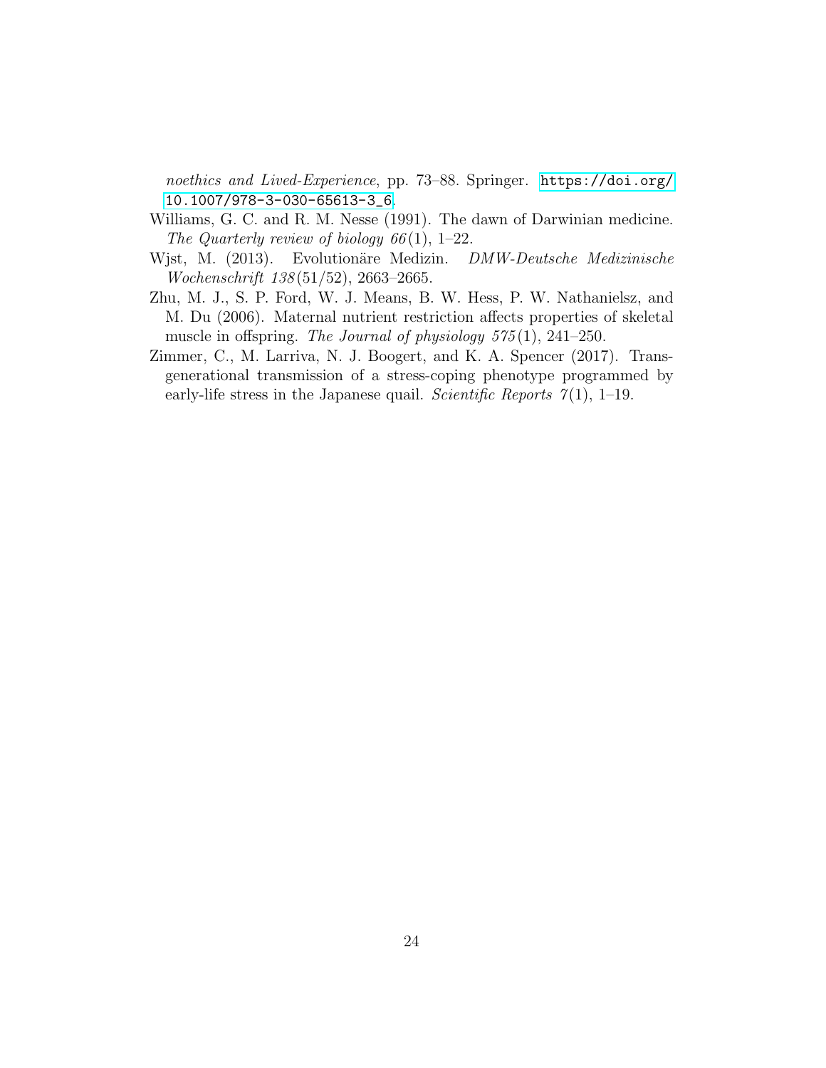*noethics and Lived-Experience*, pp. 73–88. Springer. https://doi.org/10.1007/978-3-030-65613-3_6.

Williams, G. C. and R. M. Nesse (1991). The dawn of Darwinian medicine. *The Quarterly review of biology 66*(1), 1–22.

Wjst, M. (2013). Evolutionäre Medizin. *DMW-Deutsche Medizinische Wochenschrift 138*(51/52), 2663–2665.

Zhu, M. J., S. P. Ford, W. J. Means, B. W. Hess, P. W. Nathanielsz, and M. Du (2006). Maternal nutrient restriction affects properties of skeletal muscle in offspring. *The Journal of physiology 575*(1), 241–250.

Zimmer, C., M. Larriva, N. J. Boogert, and K. A. Spencer (2017). Transgenerational transmission of a stress-coping phenotype programmed by early-life stress in the Japanese quail. *Scientific Reports 7*(1), 1–19.